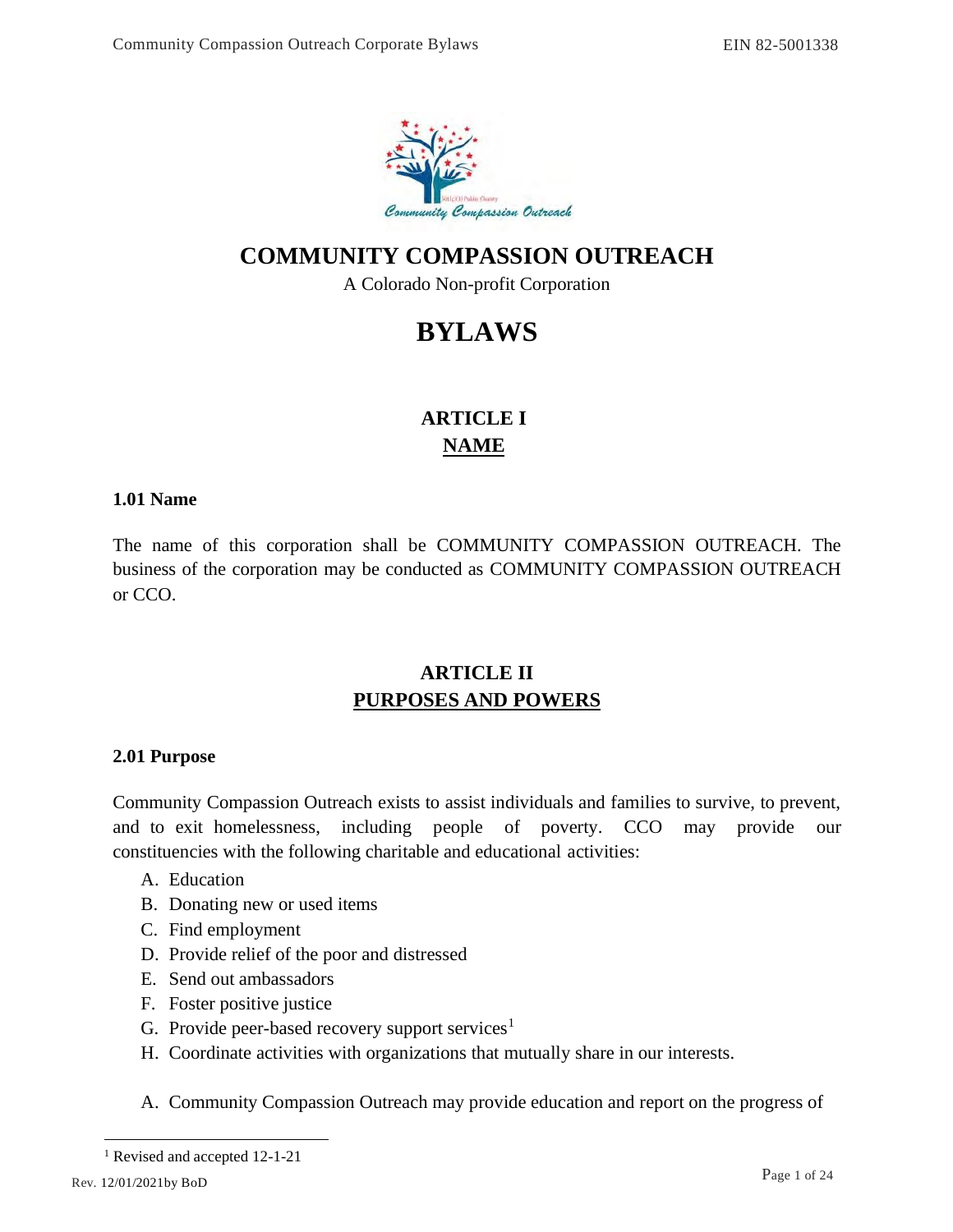# COMMUNITY COMPASSION OUTREACH

A Colorado Non-profit Corporation

# BYLAWS

## ARTICLE I
## NAME

### 1.01 Name

The name of this corporation shall be COMMUNITY COMPASSION OUTREACH. The business of the corporation may be conducted as COMMUNITY COMPASSION OUTREACH or CCO.

## ARTICLE II
## PURPOSES AND POWERS

### 2.01 Purpose

Community Compassion Outreach exists to assist individuals and families to survive, to prevent, and to exit homelessness, including people of poverty. CCO may provide our constituencies with the following charitable and educational activities:

A. Education
B. Donating new or used items
C. Find employment
D. Provide relief of the poor and distressed
E. Send out ambassadors
F. Foster positive justice
G. Provide peer-based recovery support services[1]
H. Coordinate activities with organizations that mutually share in our interests.

A. Community Compassion Outreach may provide education and report on the progress of

[1] Revised and accepted 12-1-21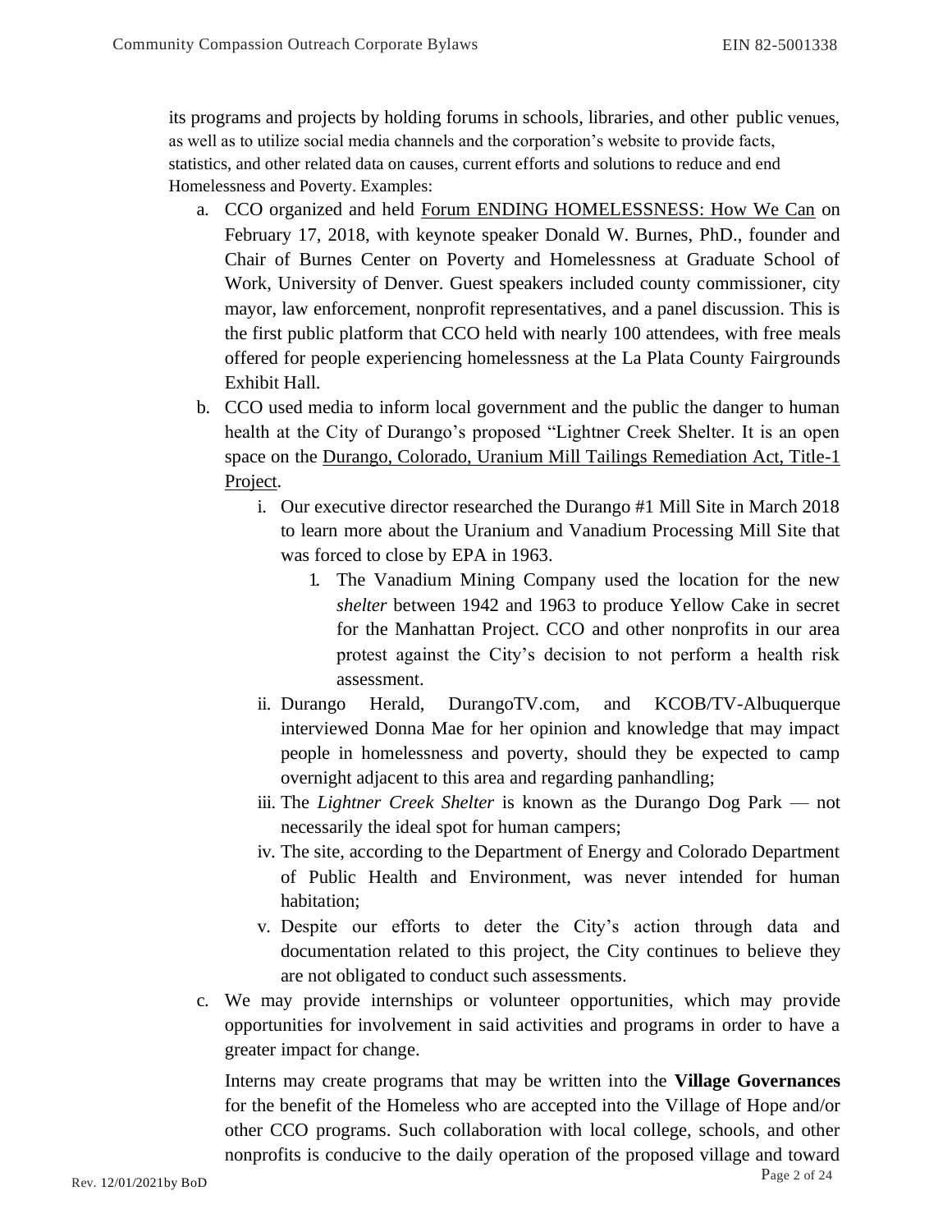its programs and projects by holding forums in schools, libraries, and other public venues, as well as to utilize social media channels and the corporation's website to provide facts, statistics, and other related data on causes, current efforts and solutions to reduce and end Homelessness and Poverty. Examples:

a. CCO organized and held Forum ENDING HOMELESSNESS: How We Can on February 17, 2018, with keynote speaker Donald W. Burnes, PhD., founder and Chair of Burnes Center on Poverty and Homelessness at Graduate School of Work, University of Denver. Guest speakers included county commissioner, city mayor, law enforcement, nonprofit representatives, and a panel discussion. This is the first public platform that CCO held with nearly 100 attendees, with free meals offered for people experiencing homelessness at the La Plata County Fairgrounds Exhibit Hall.

b. CCO used media to inform local government and the public the danger to human health at the City of Durango's proposed "Lightner Creek Shelter. It is an open space on the Durango, Colorado, Uranium Mill Tailings Remediation Act, Title-1 Project.

    i. Our executive director researched the Durango #1 Mill Site in March 2018 to learn more about the Uranium and Vanadium Processing Mill Site that was forced to close by EPA in 1963.

        1. The Vanadium Mining Company used the location for the new *shelter* between 1942 and 1963 to produce Yellow Cake in secret for the Manhattan Project. CCO and other nonprofits in our area protest against the City's decision to not perform a health risk assessment.

    ii. Durango Herald, DurangoTV.com, and KCOB/TV-Albuquerque interviewed Donna Mae for her opinion and knowledge that may impact people in homelessness and poverty, should they be expected to camp overnight adjacent to this area and regarding panhandling;

    iii. The *Lightner Creek Shelter* is known as the Durango Dog Park — not necessarily the ideal spot for human campers;

    iv. The site, according to the Department of Energy and Colorado Department of Public Health and Environment, was never intended for human habitation;

    v. Despite our efforts to deter the City's action through data and documentation related to this project, the City continues to believe they are not obligated to conduct such assessments.

c. We may provide internships or volunteer opportunities, which may provide opportunities for involvement in said activities and programs in order to have a greater impact for change.

    Interns may create programs that may be written into the **Village Governances** for the benefit of the Homeless who are accepted into the Village of Hope and/or other CCO programs. Such collaboration with local college, schools, and other nonprofits is conducive to the daily operation of the proposed village and toward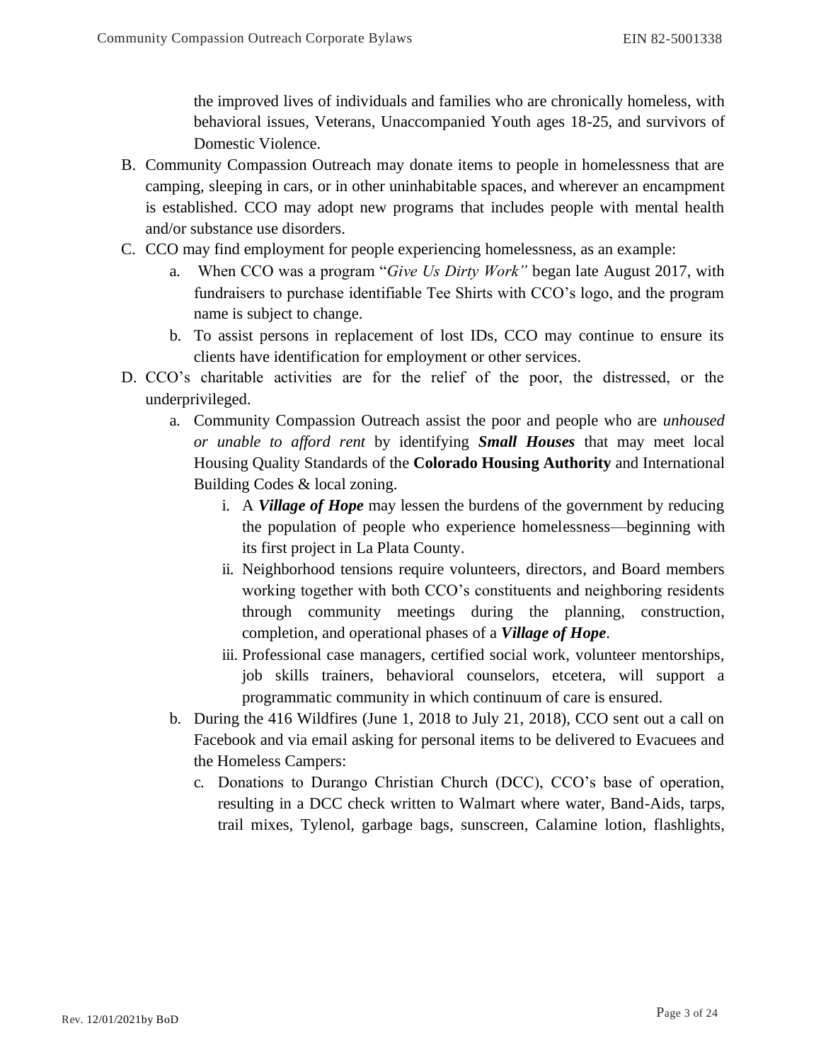the improved lives of individuals and families who are chronically homeless, with behavioral issues, Veterans, Unaccompanied Youth ages 18-25, and survivors of Domestic Violence.

B. Community Compassion Outreach may donate items to people in homelessness that are camping, sleeping in cars, or in other uninhabitable spaces, and wherever an encampment is established. CCO may adopt new programs that includes people with mental health and/or substance use disorders.

C. CCO may find employment for people experiencing homelessness, as an example:
   a. When CCO was a program "*Give Us Dirty Work"* began late August 2017, with fundraisers to purchase identifiable Tee Shirts with CCO's logo, and the program name is subject to change.
   b. To assist persons in replacement of lost IDs, CCO may continue to ensure its clients have identification for employment or other services.

D. CCO's charitable activities are for the relief of the poor, the distressed, or the underprivileged.
   a. Community Compassion Outreach assist the poor and people who are *unhoused or unable to afford rent* by identifying ***Small Houses*** that may meet local Housing Quality Standards of the **Colorado Housing Authority** and International Building Codes & local zoning.
      i. A ***Village of Hope*** may lessen the burdens of the government by reducing the population of people who experience homelessness—beginning with its first project in La Plata County.
      ii. Neighborhood tensions require volunteers, directors, and Board members working together with both CCO's constituents and neighboring residents through community meetings during the planning, construction, completion, and operational phases of a ***Village of Hope***.
      iii. Professional case managers, certified social work, volunteer mentorships, job skills trainers, behavioral counselors, etcetera, will support a programmatic community in which continuum of care is ensured.
   b. During the 416 Wildfires (June 1, 2018 to July 21, 2018), CCO sent out a call on Facebook and via email asking for personal items to be delivered to Evacuees and the Homeless Campers:
      c. Donations to Durango Christian Church (DCC), CCO's base of operation, resulting in a DCC check written to Walmart where water, Band-Aids, tarps, trail mixes, Tylenol, garbage bags, sunscreen, Calamine lotion, flashlights,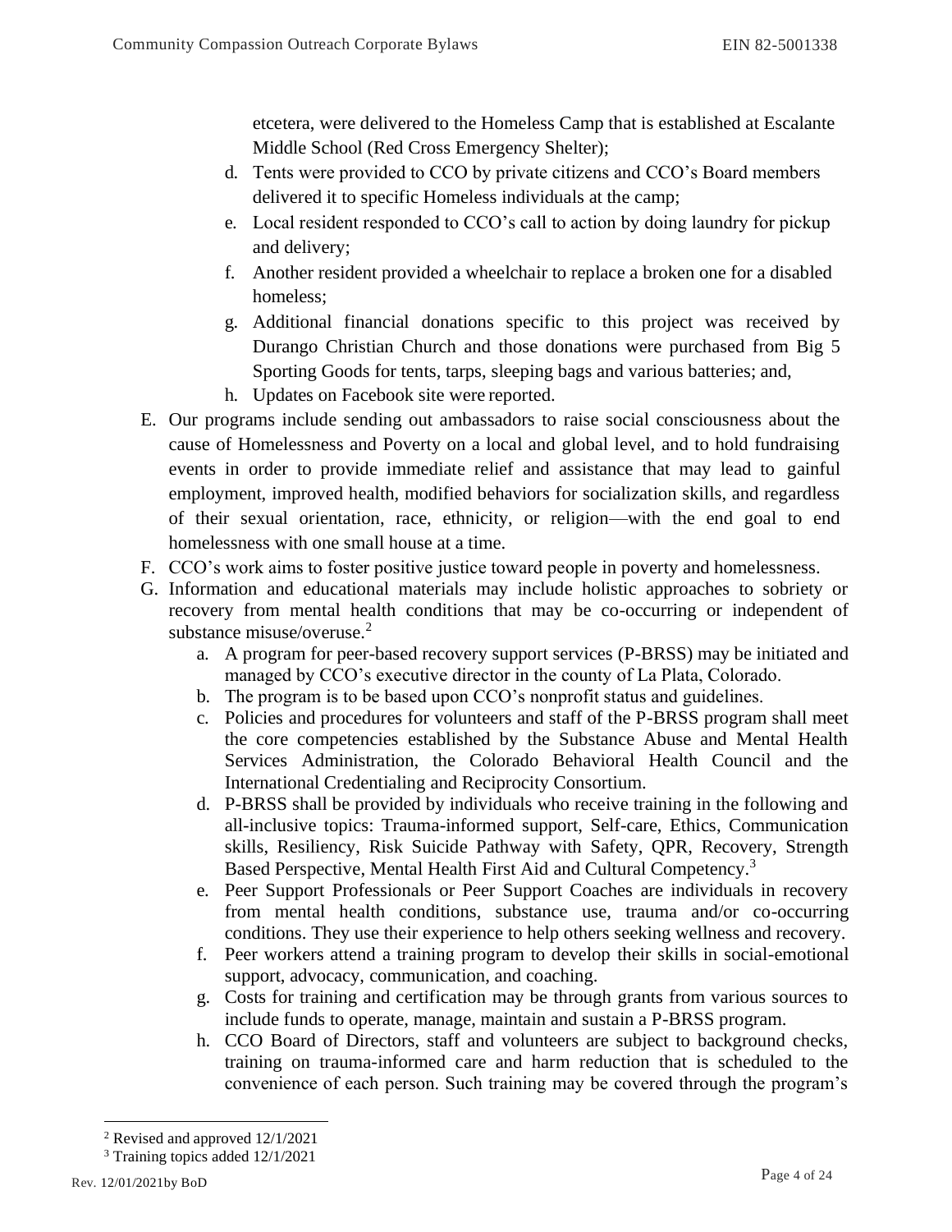etcetera, were delivered to the Homeless Camp that is established at Escalante Middle School (Red Cross Emergency Shelter);

d. Tents were provided to CCO by private citizens and CCO's Board members delivered it to specific Homeless individuals at the camp;
e. Local resident responded to CCO's call to action by doing laundry for pickup and delivery;
f. Another resident provided a wheelchair to replace a broken one for a disabled homeless;
g. Additional financial donations specific to this project was received by Durango Christian Church and those donations were purchased from Big 5 Sporting Goods for tents, tarps, sleeping bags and various batteries; and,
h. Updates on Facebook site were reported.

E. Our programs include sending out ambassadors to raise social consciousness about the cause of Homelessness and Poverty on a local and global level, and to hold fundraising events in order to provide immediate relief and assistance that may lead to gainful employment, improved health, modified behaviors for socialization skills, and regardless of their sexual orientation, race, ethnicity, or religion—with the end goal to end homelessness with one small house at a time.

F. CCO's work aims to foster positive justice toward people in poverty and homelessness.

G. Information and educational materials may include holistic approaches to sobriety or recovery from mental health conditions that may be co-occurring or independent of substance misuse/overuse.[2]

a. A program for peer-based recovery support services (P-BRSS) may be initiated and managed by CCO's executive director in the county of La Plata, Colorado.
b. The program is to be based upon CCO's nonprofit status and guidelines.
c. Policies and procedures for volunteers and staff of the P-BRSS program shall meet the core competencies established by the Substance Abuse and Mental Health Services Administration, the Colorado Behavioral Health Council and the International Credentialing and Reciprocity Consortium.
d. P-BRSS shall be provided by individuals who receive training in the following and all-inclusive topics: Trauma-informed support, Self-care, Ethics, Communication skills, Resiliency, Risk Suicide Pathway with Safety, QPR, Recovery, Strength Based Perspective, Mental Health First Aid and Cultural Competency.[3]
e. Peer Support Professionals or Peer Support Coaches are individuals in recovery from mental health conditions, substance use, trauma and/or co-occurring conditions. They use their experience to help others seeking wellness and recovery.
f. Peer workers attend a training program to develop their skills in social-emotional support, advocacy, communication, and coaching.
g. Costs for training and certification may be through grants from various sources to include funds to operate, manage, maintain and sustain a P-BRSS program.
h. CCO Board of Directors, staff and volunteers are subject to background checks, training on trauma-informed care and harm reduction that is scheduled to the convenience of each person. Such training may be covered through the program's

[2] Revised and approved 12/1/2021

[3] Training topics added 12/1/2021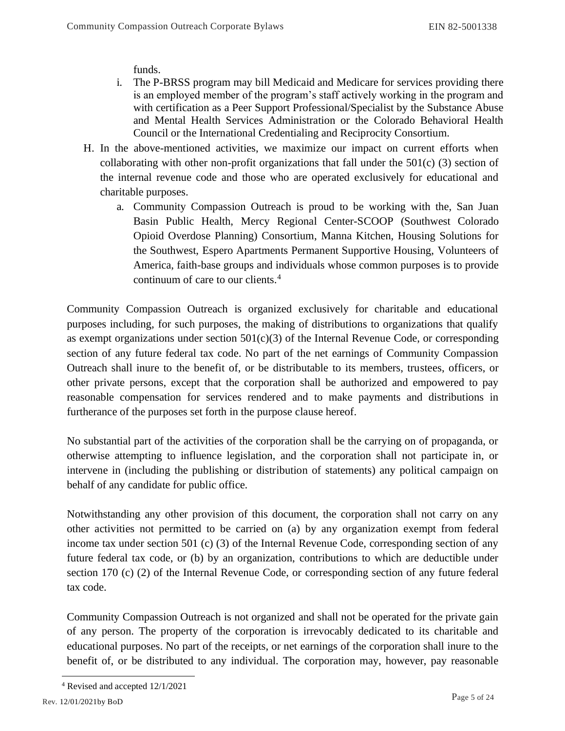funds.

   i. The P-BRSS program may bill Medicaid and Medicare for services providing there is an employed member of the program's staff actively working in the program and with certification as a Peer Support Professional/Specialist by the Substance Abuse and Mental Health Services Administration or the Colorado Behavioral Health Council or the International Credentialing and Reciprocity Consortium.

H. In the above-mentioned activities, we maximize our impact on current efforts when collaborating with other non-profit organizations that fall under the 501(c) (3) section of the internal revenue code and those who are operated exclusively for educational and charitable purposes.

   a. Community Compassion Outreach is proud to be working with the, San Juan Basin Public Health, Mercy Regional Center-SCOOP (Southwest Colorado Opioid Overdose Planning) Consortium, Manna Kitchen, Housing Solutions for the Southwest, Espero Apartments Permanent Supportive Housing, Volunteers of America, faith-base groups and individuals whose common purposes is to provide continuum of care to our clients.[4]

Community Compassion Outreach is organized exclusively for charitable and educational purposes including, for such purposes, the making of distributions to organizations that qualify as exempt organizations under section 501(c)(3) of the Internal Revenue Code, or corresponding section of any future federal tax code. No part of the net earnings of Community Compassion Outreach shall inure to the benefit of, or be distributable to its members, trustees, officers, or other private persons, except that the corporation shall be authorized and empowered to pay reasonable compensation for services rendered and to make payments and distributions in furtherance of the purposes set forth in the purpose clause hereof.

No substantial part of the activities of the corporation shall be the carrying on of propaganda, or otherwise attempting to influence legislation, and the corporation shall not participate in, or intervene in (including the publishing or distribution of statements) any political campaign on behalf of any candidate for public office.

Notwithstanding any other provision of this document, the corporation shall not carry on any other activities not permitted to be carried on (a) by any organization exempt from federal income tax under section 501 (c) (3) of the Internal Revenue Code, corresponding section of any future federal tax code, or (b) by an organization, contributions to which are deductible under section 170 (c) (2) of the Internal Revenue Code, or corresponding section of any future federal tax code.

Community Compassion Outreach is not organized and shall not be operated for the private gain of any person. The property of the corporation is irrevocably dedicated to its charitable and educational purposes. No part of the receipts, or net earnings of the corporation shall inure to the benefit of, or be distributed to any individual. The corporation may, however, pay reasonable

[4] Revised and accepted 12/1/2021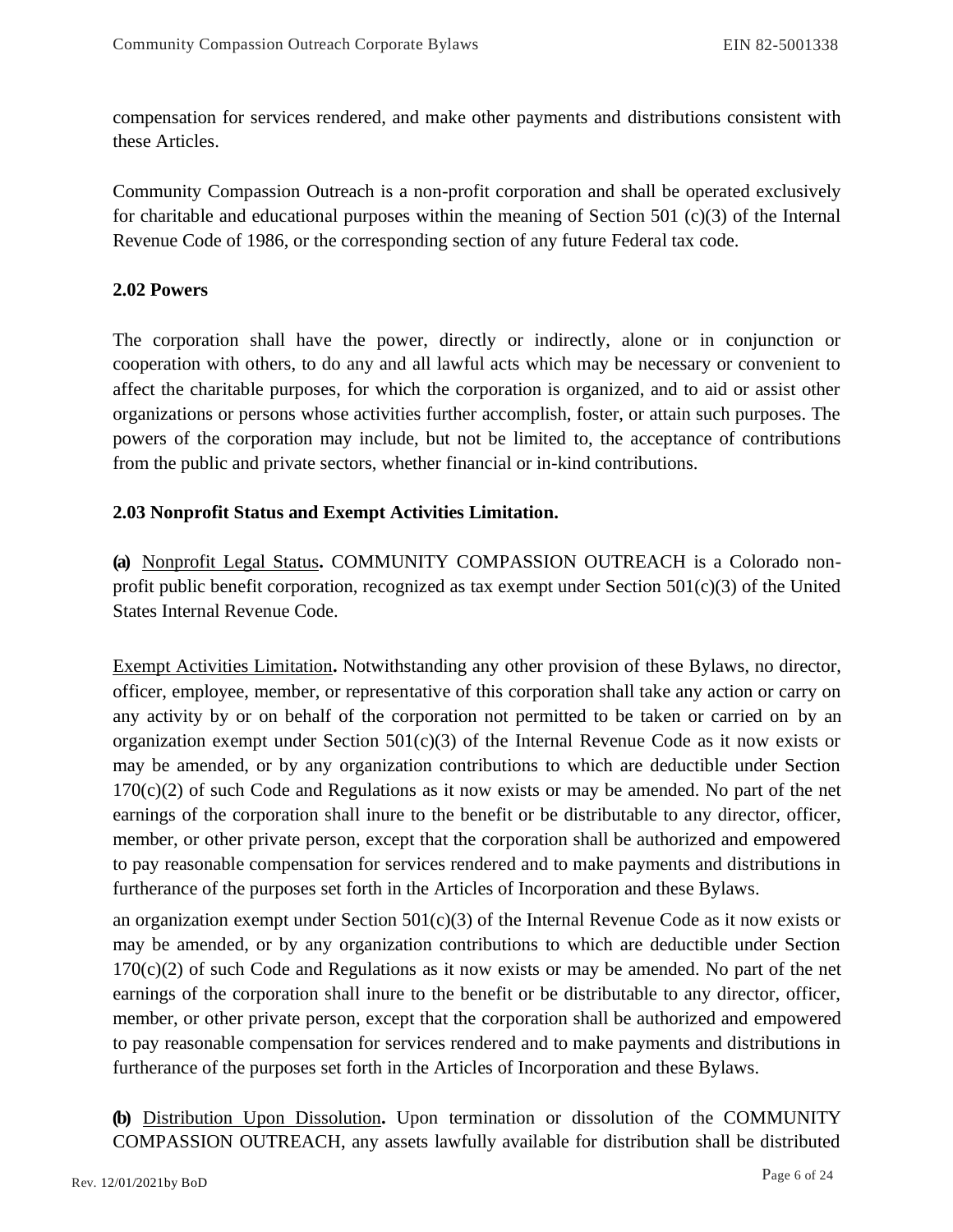compensation for services rendered, and make other payments and distributions consistent with these Articles.

Community Compassion Outreach is a non-profit corporation and shall be operated exclusively for charitable and educational purposes within the meaning of Section 501 (c)(3) of the Internal Revenue Code of 1986, or the corresponding section of any future Federal tax code.

**2.02 Powers**

The corporation shall have the power, directly or indirectly, alone or in conjunction or cooperation with others, to do any and all lawful acts which may be necessary or convenient to affect the charitable purposes, for which the corporation is organized, and to aid or assist other organizations or persons whose activities further accomplish, foster, or attain such purposes. The powers of the corporation may include, but not be limited to, the acceptance of contributions from the public and private sectors, whether financial or in-kind contributions.

**2.03 Nonprofit Status and Exempt Activities Limitation.**

**(a)** Nonprofit Legal Status**.** COMMUNITY COMPASSION OUTREACH is a Colorado non-profit public benefit corporation, recognized as tax exempt under Section 501(c)(3) of the United States Internal Revenue Code.

Exempt Activities Limitation**.** Notwithstanding any other provision of these Bylaws, no director, officer, employee, member, or representative of this corporation shall take any action or carry on any activity by or on behalf of the corporation not permitted to be taken or carried on by an organization exempt under Section 501(c)(3) of the Internal Revenue Code as it now exists or may be amended, or by any organization contributions to which are deductible under Section 170(c)(2) of such Code and Regulations as it now exists or may be amended. No part of the net earnings of the corporation shall inure to the benefit or be distributable to any director, officer, member, or other private person, except that the corporation shall be authorized and empowered to pay reasonable compensation for services rendered and to make payments and distributions in furtherance of the purposes set forth in the Articles of Incorporation and these Bylaws.

an organization exempt under Section 501(c)(3) of the Internal Revenue Code as it now exists or may be amended, or by any organization contributions to which are deductible under Section 170(c)(2) of such Code and Regulations as it now exists or may be amended. No part of the net earnings of the corporation shall inure to the benefit or be distributable to any director, officer, member, or other private person, except that the corporation shall be authorized and empowered to pay reasonable compensation for services rendered and to make payments and distributions in furtherance of the purposes set forth in the Articles of Incorporation and these Bylaws.

**(b)** Distribution Upon Dissolution**.** Upon termination or dissolution of the COMMUNITY COMPASSION OUTREACH, any assets lawfully available for distribution shall be distributed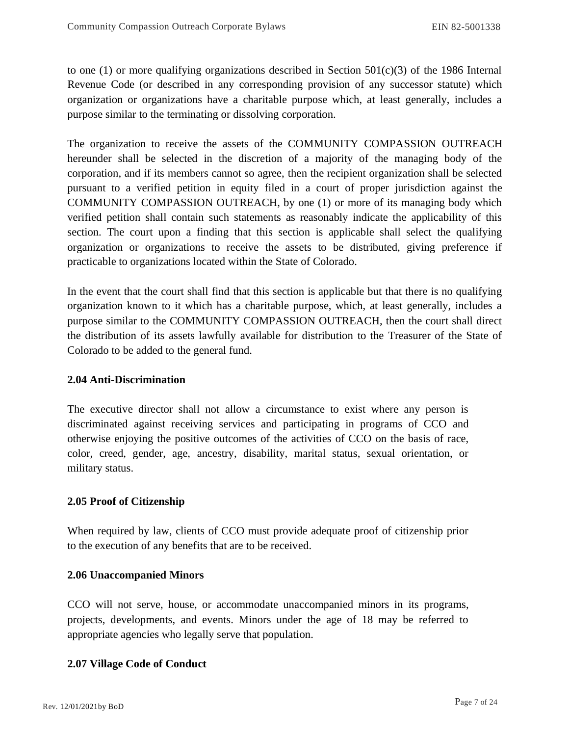to one (1) or more qualifying organizations described in Section 501(c)(3) of the 1986 Internal Revenue Code (or described in any corresponding provision of any successor statute) which organization or organizations have a charitable purpose which, at least generally, includes a purpose similar to the terminating or dissolving corporation.

The organization to receive the assets of the COMMUNITY COMPASSION OUTREACH hereunder shall be selected in the discretion of a majority of the managing body of the corporation, and if its members cannot so agree, then the recipient organization shall be selected pursuant to a verified petition in equity filed in a court of proper jurisdiction against the COMMUNITY COMPASSION OUTREACH, by one (1) or more of its managing body which verified petition shall contain such statements as reasonably indicate the applicability of this section. The court upon a finding that this section is applicable shall select the qualifying organization or organizations to receive the assets to be distributed, giving preference if practicable to organizations located within the State of Colorado.

In the event that the court shall find that this section is applicable but that there is no qualifying organization known to it which has a charitable purpose, which, at least generally, includes a purpose similar to the COMMUNITY COMPASSION OUTREACH, then the court shall direct the distribution of its assets lawfully available for distribution to the Treasurer of the State of Colorado to be added to the general fund.

**2.04 Anti-Discrimination**

The executive director shall not allow a circumstance to exist where any person is discriminated against receiving services and participating in programs of CCO and otherwise enjoying the positive outcomes of the activities of CCO on the basis of race, color, creed, gender, age, ancestry, disability, marital status, sexual orientation, or military status.

**2.05 Proof of Citizenship**

When required by law, clients of CCO must provide adequate proof of citizenship prior to the execution of any benefits that are to be received.

**2.06 Unaccompanied Minors**

CCO will not serve, house, or accommodate unaccompanied minors in its programs, projects, developments, and events. Minors under the age of 18 may be referred to appropriate agencies who legally serve that population.

**2.07 Village Code of Conduct**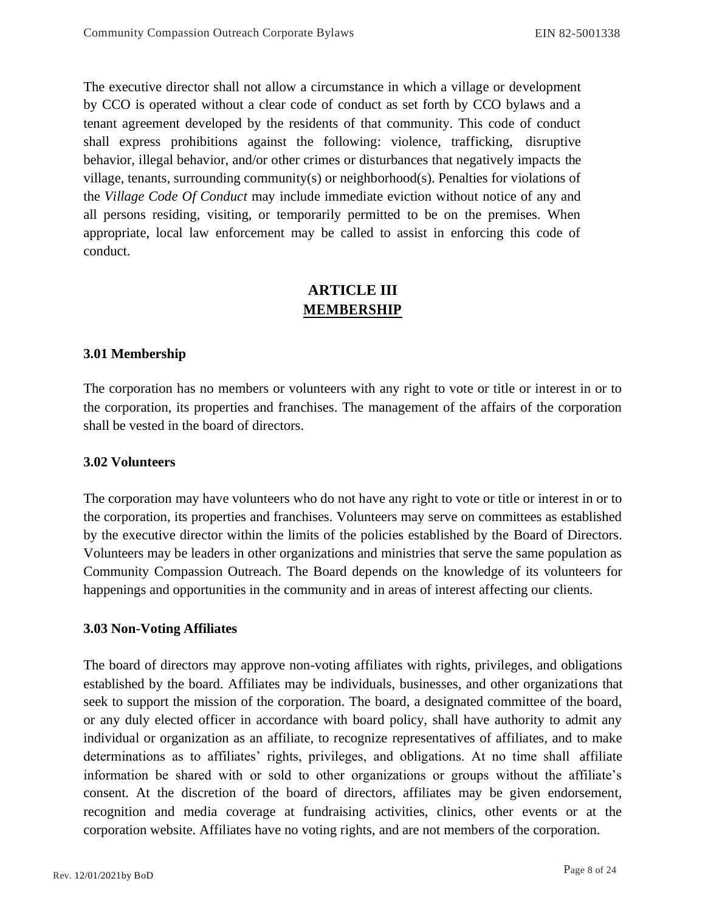The executive director shall not allow a circumstance in which a village or development by CCO is operated without a clear code of conduct as set forth by CCO bylaws and a tenant agreement developed by the residents of that community. This code of conduct shall express prohibitions against the following: violence, trafficking, disruptive behavior, illegal behavior, and/or other crimes or disturbances that negatively impacts the village, tenants, surrounding community(s) or neighborhood(s). Penalties for violations of the *Village Code Of Conduct* may include immediate eviction without notice of any and all persons residing, visiting, or temporarily permitted to be on the premises. When appropriate, local law enforcement may be called to assist in enforcing this code of conduct.

## ARTICLE III
## MEMBERSHIP

### 3.01 Membership

The corporation has no members or volunteers with any right to vote or title or interest in or to the corporation, its properties and franchises. The management of the affairs of the corporation shall be vested in the board of directors.

### 3.02 Volunteers

The corporation may have volunteers who do not have any right to vote or title or interest in or to the corporation, its properties and franchises. Volunteers may serve on committees as established by the executive director within the limits of the policies established by the Board of Directors. Volunteers may be leaders in other organizations and ministries that serve the same population as Community Compassion Outreach. The Board depends on the knowledge of its volunteers for happenings and opportunities in the community and in areas of interest affecting our clients.

### 3.03 Non-Voting Affiliates

The board of directors may approve non-voting affiliates with rights, privileges, and obligations established by the board. Affiliates may be individuals, businesses, and other organizations that seek to support the mission of the corporation. The board, a designated committee of the board, or any duly elected officer in accordance with board policy, shall have authority to admit any individual or organization as an affiliate, to recognize representatives of affiliates, and to make determinations as to affiliates' rights, privileges, and obligations. At no time shall affiliate information be shared with or sold to other organizations or groups without the affiliate's consent. At the discretion of the board of directors, affiliates may be given endorsement, recognition and media coverage at fundraising activities, clinics, other events or at the corporation website. Affiliates have no voting rights, and are not members of the corporation.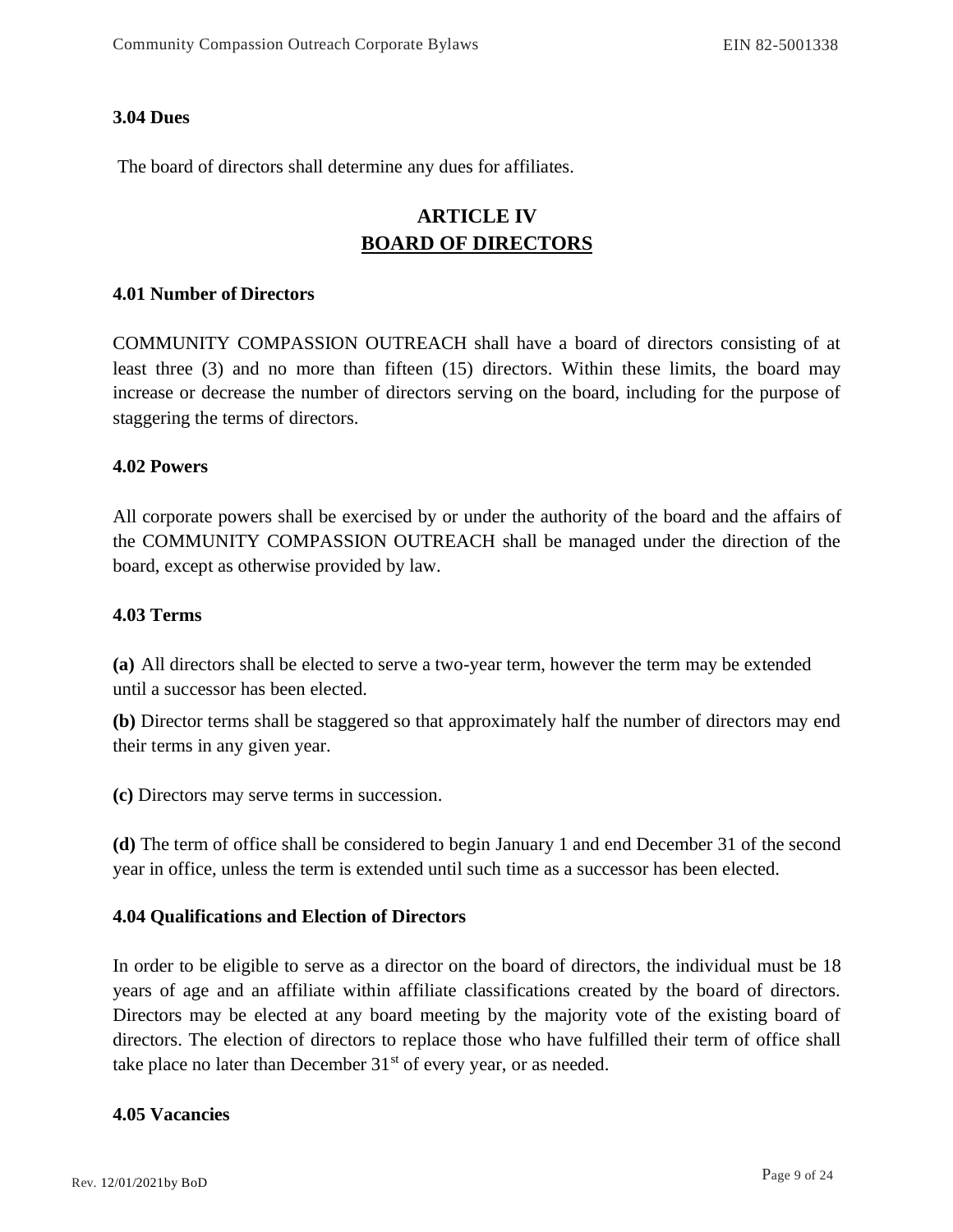### 3.04 Dues

The board of directors shall determine any dues for affiliates.

## ARTICLE IV
## BOARD OF DIRECTORS

### 4.01 Number of Directors

COMMUNITY COMPASSION OUTREACH shall have a board of directors consisting of at least three (3) and no more than fifteen (15) directors. Within these limits, the board may increase or decrease the number of directors serving on the board, including for the purpose of staggering the terms of directors.

### 4.02 Powers

All corporate powers shall be exercised by or under the authority of the board and the affairs of the COMMUNITY COMPASSION OUTREACH shall be managed under the direction of the board, except as otherwise provided by law.

### 4.03 Terms

**(a)** All directors shall be elected to serve a two-year term, however the term may be extended until a successor has been elected.

**(b)** Director terms shall be staggered so that approximately half the number of directors may end their terms in any given year.

**(c)** Directors may serve terms in succession.

**(d)** The term of office shall be considered to begin January 1 and end December 31 of the second year in office, unless the term is extended until such time as a successor has been elected.

### 4.04 Qualifications and Election of Directors

In order to be eligible to serve as a director on the board of directors, the individual must be 18 years of age and an affiliate within affiliate classifications created by the board of directors. Directors may be elected at any board meeting by the majority vote of the existing board of directors. The election of directors to replace those who have fulfilled their term of office shall take place no later than December 31st of every year, or as needed.

### 4.05 Vacancies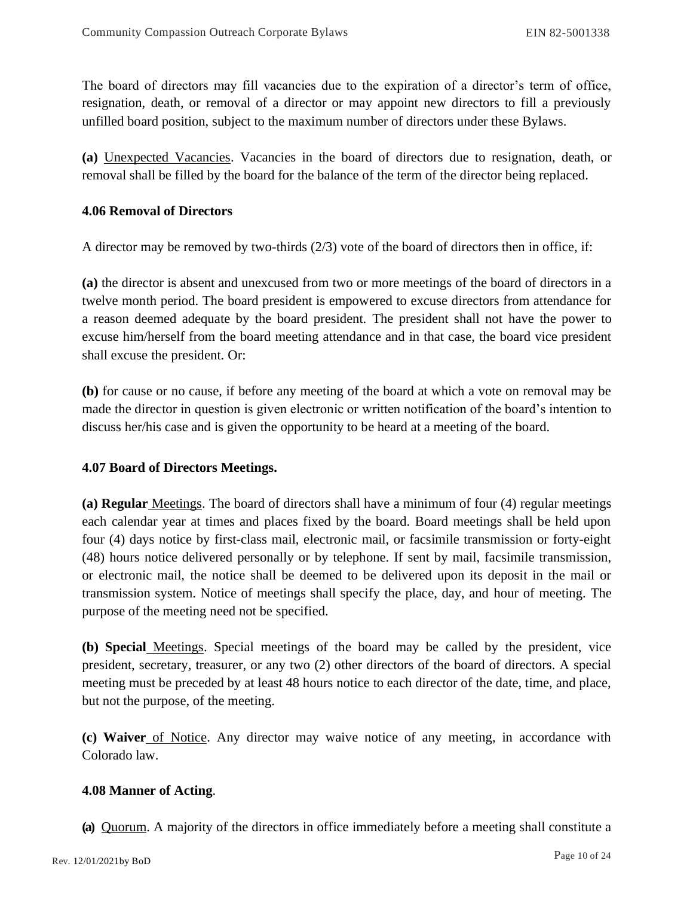The board of directors may fill vacancies due to the expiration of a director's term of office, resignation, death, or removal of a director or may appoint new directors to fill a previously unfilled board position, subject to the maximum number of directors under these Bylaws.

**(a)** Unexpected Vacancies. Vacancies in the board of directors due to resignation, death, or removal shall be filled by the board for the balance of the term of the director being replaced.

### 4.06 Removal of Directors

A director may be removed by two-thirds (2/3) vote of the board of directors then in office, if:

**(a)** the director is absent and unexcused from two or more meetings of the board of directors in a twelve month period. The board president is empowered to excuse directors from attendance for a reason deemed adequate by the board president. The president shall not have the power to excuse him/herself from the board meeting attendance and in that case, the board vice president shall excuse the president. Or:

**(b)** for cause or no cause, if before any meeting of the board at which a vote on removal may be made the director in question is given electronic or written notification of the board's intention to discuss her/his case and is given the opportunity to be heard at a meeting of the board.

### 4.07 Board of Directors Meetings.

**(a) Regular** Meetings. The board of directors shall have a minimum of four (4) regular meetings each calendar year at times and places fixed by the board. Board meetings shall be held upon four (4) days notice by first-class mail, electronic mail, or facsimile transmission or forty-eight (48) hours notice delivered personally or by telephone. If sent by mail, facsimile transmission, or electronic mail, the notice shall be deemed to be delivered upon its deposit in the mail or transmission system. Notice of meetings shall specify the place, day, and hour of meeting. The purpose of the meeting need not be specified.

**(b) Special** Meetings. Special meetings of the board may be called by the president, vice president, secretary, treasurer, or any two (2) other directors of the board of directors. A special meeting must be preceded by at least 48 hours notice to each director of the date, time, and place, but not the purpose, of the meeting.

**(c) Waiver** of Notice. Any director may waive notice of any meeting, in accordance with Colorado law.

### 4.08 Manner of Acting.

**(a)** Quorum. A majority of the directors in office immediately before a meeting shall constitute a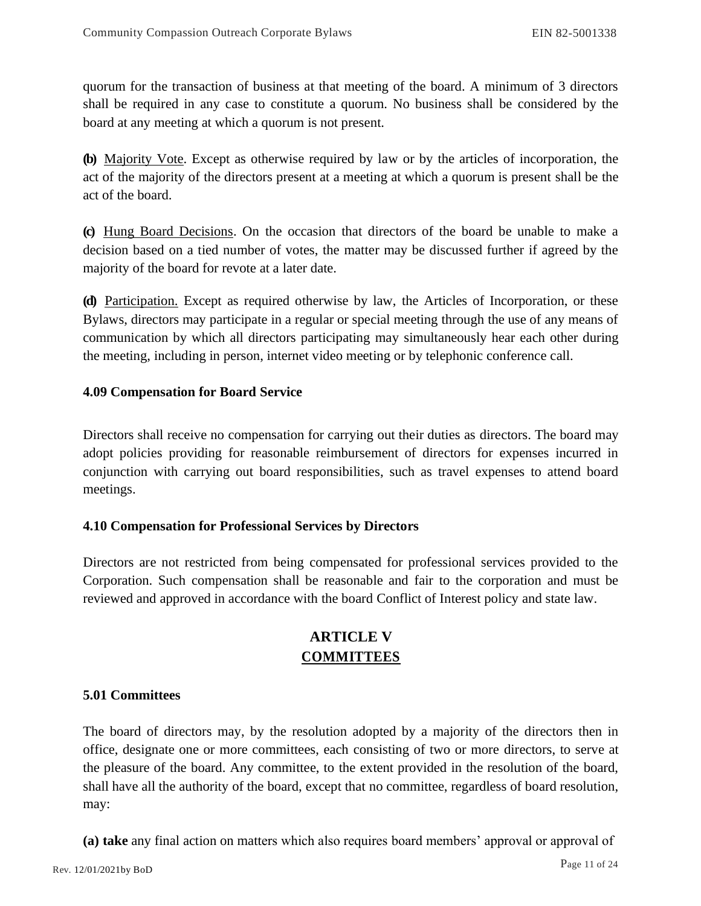quorum for the transaction of business at that meeting of the board. A minimum of 3 directors shall be required in any case to constitute a quorum. No business shall be considered by the board at any meeting at which a quorum is not present.

**(b)** Majority Vote. Except as otherwise required by law or by the articles of incorporation, the act of the majority of the directors present at a meeting at which a quorum is present shall be the act of the board.

**(c)** Hung Board Decisions. On the occasion that directors of the board be unable to make a decision based on a tied number of votes, the matter may be discussed further if agreed by the majority of the board for revote at a later date.

**(d)** Participation. Except as required otherwise by law, the Articles of Incorporation, or these Bylaws, directors may participate in a regular or special meeting through the use of any means of communication by which all directors participating may simultaneously hear each other during the meeting, including in person, internet video meeting or by telephonic conference call.

### 4.09 Compensation for Board Service

Directors shall receive no compensation for carrying out their duties as directors. The board may adopt policies providing for reasonable reimbursement of directors for expenses incurred in conjunction with carrying out board responsibilities, such as travel expenses to attend board meetings.

### 4.10 Compensation for Professional Services by Directors

Directors are not restricted from being compensated for professional services provided to the Corporation. Such compensation shall be reasonable and fair to the corporation and must be reviewed and approved in accordance with the board Conflict of Interest policy and state law.

## ARTICLE V
## COMMITTEES

### 5.01 Committees

The board of directors may, by the resolution adopted by a majority of the directors then in office, designate one or more committees, each consisting of two or more directors, to serve at the pleasure of the board. Any committee, to the extent provided in the resolution of the board, shall have all the authority of the board, except that no committee, regardless of board resolution, may:

**(a) take** any final action on matters which also requires board members' approval or approval of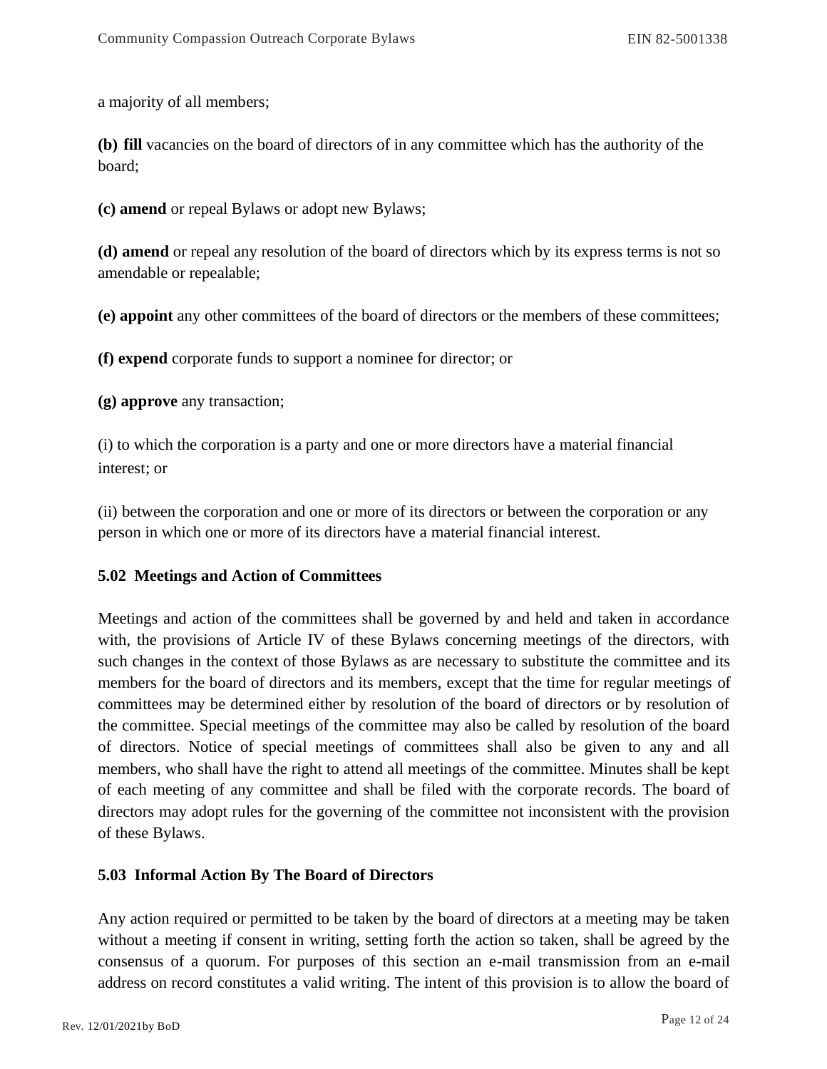a majority of all members;

**(b) fill** vacancies on the board of directors of in any committee which has the authority of the board;

**(c) amend** or repeal Bylaws or adopt new Bylaws;

**(d) amend** or repeal any resolution of the board of directors which by its express terms is not so amendable or repealable;

**(e) appoint** any other committees of the board of directors or the members of these committees;

**(f) expend** corporate funds to support a nominee for director; or

**(g) approve** any transaction;

(i) to which the corporation is a party and one or more directors have a material financial interest; or

(ii) between the corporation and one or more of its directors or between the corporation or any person in which one or more of its directors have a material financial interest.

### 5.02 Meetings and Action of Committees

Meetings and action of the committees shall be governed by and held and taken in accordance with, the provisions of Article IV of these Bylaws concerning meetings of the directors, with such changes in the context of those Bylaws as are necessary to substitute the committee and its members for the board of directors and its members, except that the time for regular meetings of committees may be determined either by resolution of the board of directors or by resolution of the committee. Special meetings of the committee may also be called by resolution of the board of directors. Notice of special meetings of committees shall also be given to any and all members, who shall have the right to attend all meetings of the committee. Minutes shall be kept of each meeting of any committee and shall be filed with the corporate records. The board of directors may adopt rules for the governing of the committee not inconsistent with the provision of these Bylaws.

### 5.03 Informal Action By The Board of Directors

Any action required or permitted to be taken by the board of directors at a meeting may be taken without a meeting if consent in writing, setting forth the action so taken, shall be agreed by the consensus of a quorum. For purposes of this section an e-mail transmission from an e-mail address on record constitutes a valid writing. The intent of this provision is to allow the board of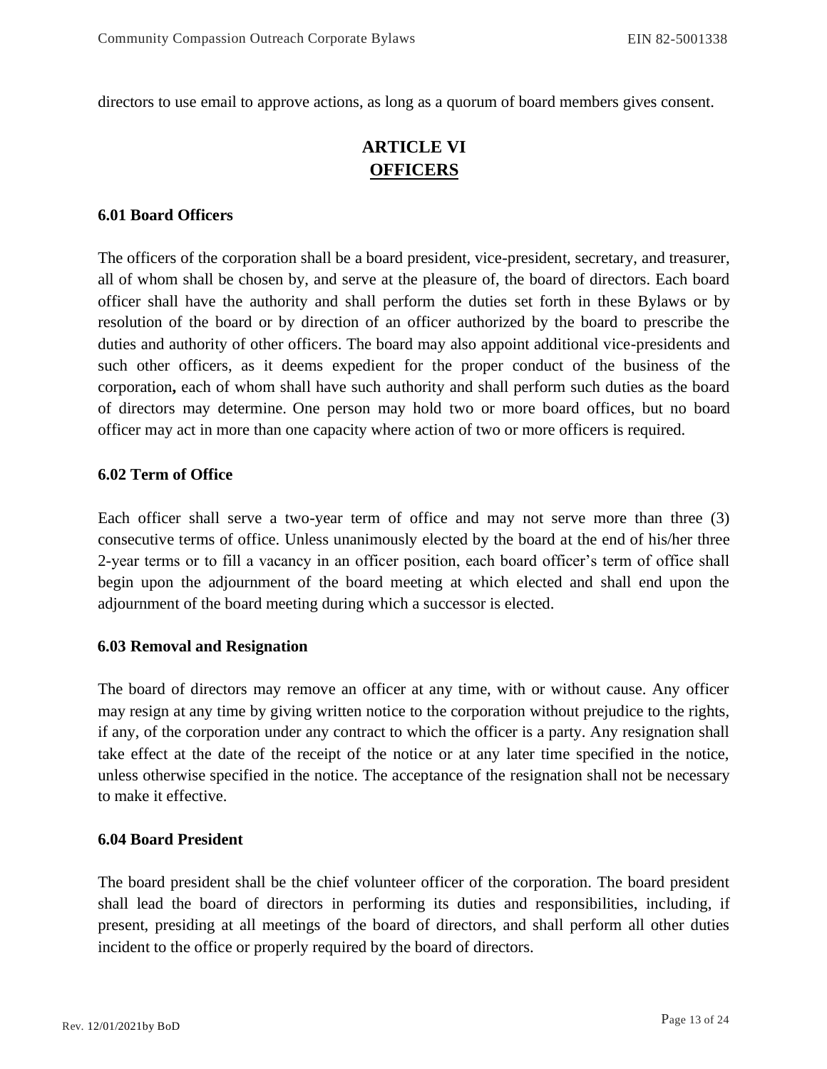directors to use email to approve actions, as long as a quorum of board members gives consent.

# ARTICLE VI
# OFFICERS

### 6.01 Board Officers

The officers of the corporation shall be a board president, vice-president, secretary, and treasurer, all of whom shall be chosen by, and serve at the pleasure of, the board of directors. Each board officer shall have the authority and shall perform the duties set forth in these Bylaws or by resolution of the board or by direction of an officer authorized by the board to prescribe the duties and authority of other officers. The board may also appoint additional vice-presidents and such other officers, as it deems expedient for the proper conduct of the business of the corporation**,** each of whom shall have such authority and shall perform such duties as the board of directors may determine. One person may hold two or more board offices, but no board officer may act in more than one capacity where action of two or more officers is required.

### 6.02 Term of Office

Each officer shall serve a two-year term of office and may not serve more than three (3) consecutive terms of office. Unless unanimously elected by the board at the end of his/her three 2-year terms or to fill a vacancy in an officer position, each board officer's term of office shall begin upon the adjournment of the board meeting at which elected and shall end upon the adjournment of the board meeting during which a successor is elected.

### 6.03 Removal and Resignation

The board of directors may remove an officer at any time, with or without cause. Any officer may resign at any time by giving written notice to the corporation without prejudice to the rights, if any, of the corporation under any contract to which the officer is a party. Any resignation shall take effect at the date of the receipt of the notice or at any later time specified in the notice, unless otherwise specified in the notice. The acceptance of the resignation shall not be necessary to make it effective.

### 6.04 Board President

The board president shall be the chief volunteer officer of the corporation. The board president shall lead the board of directors in performing its duties and responsibilities, including, if present, presiding at all meetings of the board of directors, and shall perform all other duties incident to the office or properly required by the board of directors.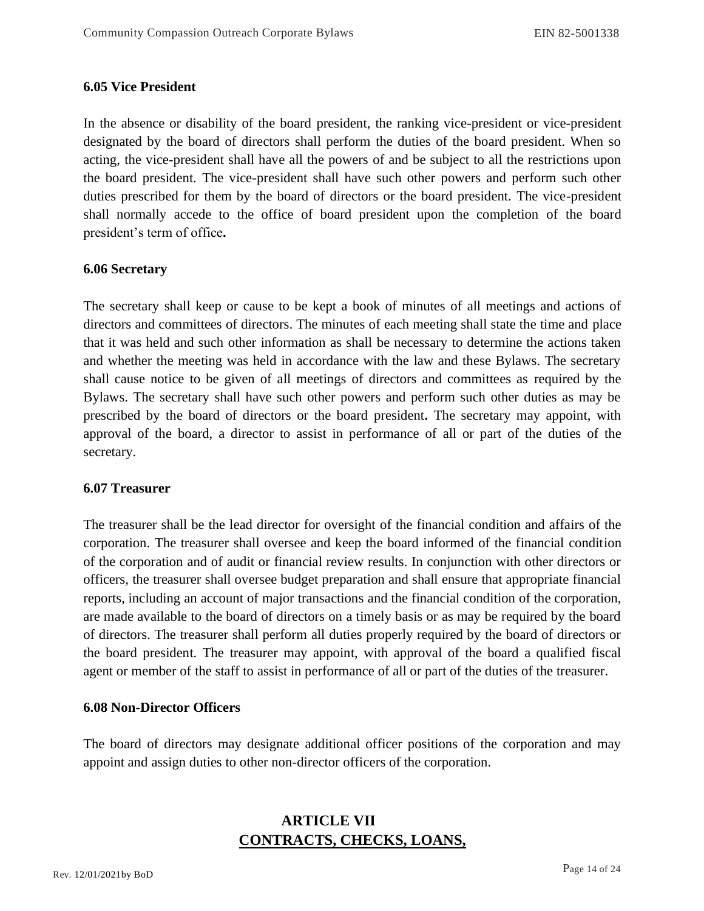### 6.05 Vice President

In the absence or disability of the board president, the ranking vice-president or vice-president designated by the board of directors shall perform the duties of the board president. When so acting, the vice-president shall have all the powers of and be subject to all the restrictions upon the board president. The vice-president shall have such other powers and perform such other duties prescribed for them by the board of directors or the board president. The vice-president shall normally accede to the office of board president upon the completion of the board president's term of office**.**

### 6.06 Secretary

The secretary shall keep or cause to be kept a book of minutes of all meetings and actions of directors and committees of directors. The minutes of each meeting shall state the time and place that it was held and such other information as shall be necessary to determine the actions taken and whether the meeting was held in accordance with the law and these Bylaws. The secretary shall cause notice to be given of all meetings of directors and committees as required by the Bylaws. The secretary shall have such other powers and perform such other duties as may be prescribed by the board of directors or the board president**.** The secretary may appoint, with approval of the board, a director to assist in performance of all or part of the duties of the secretary.

### 6.07 Treasurer

The treasurer shall be the lead director for oversight of the financial condition and affairs of the corporation. The treasurer shall oversee and keep the board informed of the financial condition of the corporation and of audit or financial review results. In conjunction with other directors or officers, the treasurer shall oversee budget preparation and shall ensure that appropriate financial reports, including an account of major transactions and the financial condition of the corporation, are made available to the board of directors on a timely basis or as may be required by the board of directors. The treasurer shall perform all duties properly required by the board of directors or the board president. The treasurer may appoint, with approval of the board a qualified fiscal agent or member of the staff to assist in performance of all or part of the duties of the treasurer.

### 6.08 Non-Director Officers

The board of directors may designate additional officer positions of the corporation and may appoint and assign duties to other non-director officers of the corporation.

## ARTICLE VII
## CONTRACTS, CHECKS, LOANS,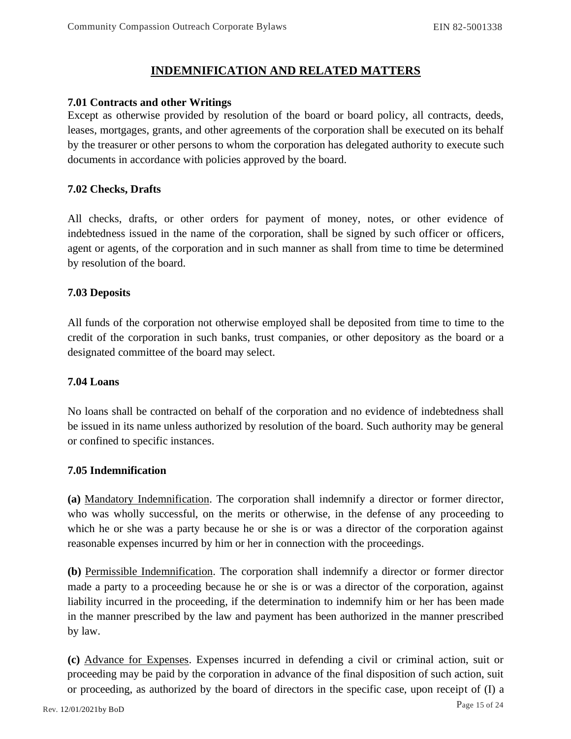## INDEMNIFICATION AND RELATED MATTERS

### 7.01 Contracts and other Writings

Except as otherwise provided by resolution of the board or board policy, all contracts, deeds, leases, mortgages, grants, and other agreements of the corporation shall be executed on its behalf by the treasurer or other persons to whom the corporation has delegated authority to execute such documents in accordance with policies approved by the board.

### 7.02 Checks, Drafts

All checks, drafts, or other orders for payment of money, notes, or other evidence of indebtedness issued in the name of the corporation, shall be signed by such officer or officers, agent or agents, of the corporation and in such manner as shall from time to time be determined by resolution of the board.

### 7.03 Deposits

All funds of the corporation not otherwise employed shall be deposited from time to time to the credit of the corporation in such banks, trust companies, or other depository as the board or a designated committee of the board may select.

### 7.04 Loans

No loans shall be contracted on behalf of the corporation and no evidence of indebtedness shall be issued in its name unless authorized by resolution of the board. Such authority may be general or confined to specific instances.

### 7.05 Indemnification

**(a)** Mandatory Indemnification. The corporation shall indemnify a director or former director, who was wholly successful, on the merits or otherwise, in the defense of any proceeding to which he or she was a party because he or she is or was a director of the corporation against reasonable expenses incurred by him or her in connection with the proceedings.

**(b)** Permissible Indemnification. The corporation shall indemnify a director or former director made a party to a proceeding because he or she is or was a director of the corporation, against liability incurred in the proceeding, if the determination to indemnify him or her has been made in the manner prescribed by the law and payment has been authorized in the manner prescribed by law.

**(c)** Advance for Expenses. Expenses incurred in defending a civil or criminal action, suit or proceeding may be paid by the corporation in advance of the final disposition of such action, suit or proceeding, as authorized by the board of directors in the specific case, upon receipt of (I) a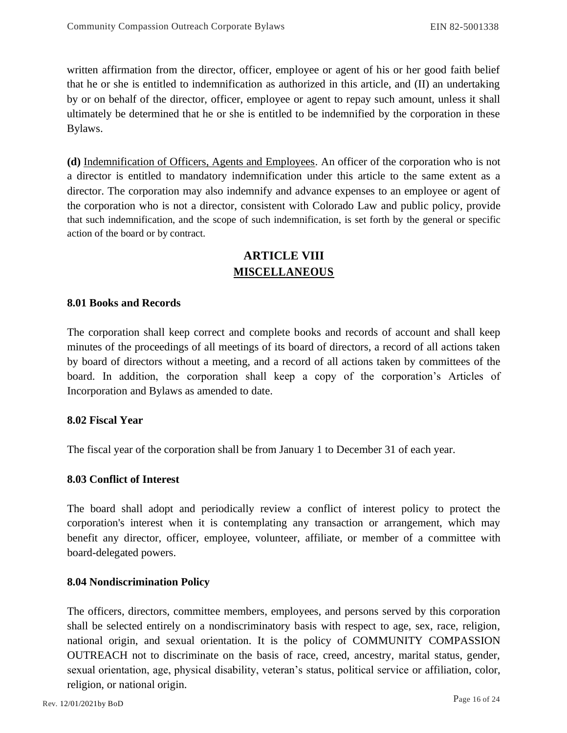written affirmation from the director, officer, employee or agent of his or her good faith belief that he or she is entitled to indemnification as authorized in this article, and (II) an undertaking by or on behalf of the director, officer, employee or agent to repay such amount, unless it shall ultimately be determined that he or she is entitled to be indemnified by the corporation in these Bylaws.

**(d)** Indemnification of Officers, Agents and Employees. An officer of the corporation who is not a director is entitled to mandatory indemnification under this article to the same extent as a director. The corporation may also indemnify and advance expenses to an employee or agent of the corporation who is not a director, consistent with Colorado Law and public policy, provide that such indemnification, and the scope of such indemnification, is set forth by the general or specific action of the board or by contract.

## ARTICLE VIII
## MISCELLANEOUS

### 8.01 Books and Records

The corporation shall keep correct and complete books and records of account and shall keep minutes of the proceedings of all meetings of its board of directors, a record of all actions taken by board of directors without a meeting, and a record of all actions taken by committees of the board. In addition, the corporation shall keep a copy of the corporation's Articles of Incorporation and Bylaws as amended to date.

### 8.02 Fiscal Year

The fiscal year of the corporation shall be from January 1 to December 31 of each year.

### 8.03 Conflict of Interest

The board shall adopt and periodically review a conflict of interest policy to protect the corporation's interest when it is contemplating any transaction or arrangement, which may benefit any director, officer, employee, volunteer, affiliate, or member of a committee with board-delegated powers.

### 8.04 Nondiscrimination Policy

The officers, directors, committee members, employees, and persons served by this corporation shall be selected entirely on a nondiscriminatory basis with respect to age, sex, race, religion, national origin, and sexual orientation. It is the policy of COMMUNITY COMPASSION OUTREACH not to discriminate on the basis of race, creed, ancestry, marital status, gender, sexual orientation, age, physical disability, veteran's status, political service or affiliation, color, religion, or national origin.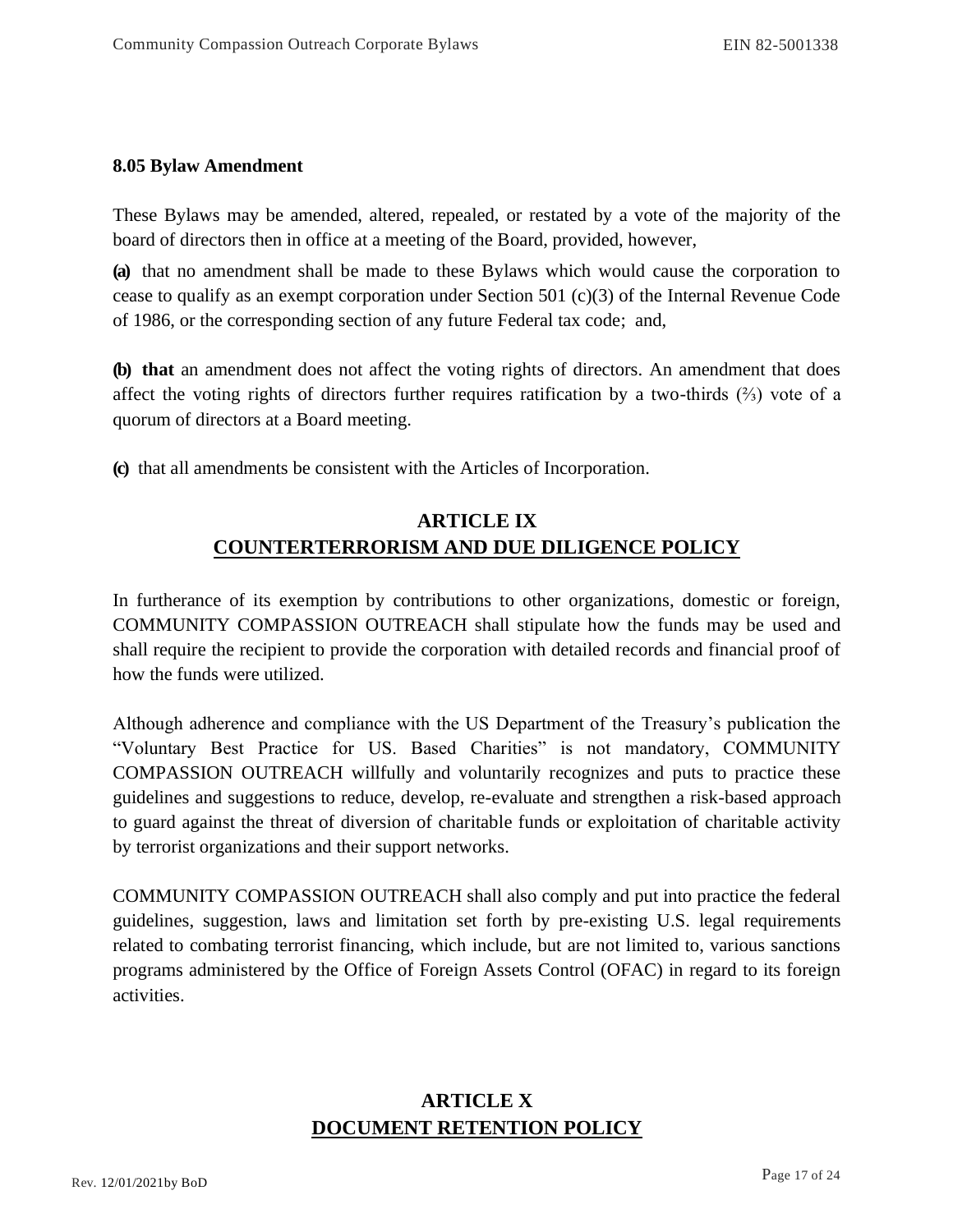### 8.05 Bylaw Amendment

These Bylaws may be amended, altered, repealed, or restated by a vote of the majority of the board of directors then in office at a meeting of the Board, provided, however,

**(a)** that no amendment shall be made to these Bylaws which would cause the corporation to cease to qualify as an exempt corporation under Section 501 (c)(3) of the Internal Revenue Code of 1986, or the corresponding section of any future Federal tax code; and,

**(b) that** an amendment does not affect the voting rights of directors. An amendment that does affect the voting rights of directors further requires ratification by a two-thirds (⅔) vote of a quorum of directors at a Board meeting.

**(c)** that all amendments be consistent with the Articles of Incorporation.

## ARTICLE IX
## COUNTERTERRORISM AND DUE DILIGENCE POLICY

In furtherance of its exemption by contributions to other organizations, domestic or foreign, COMMUNITY COMPASSION OUTREACH shall stipulate how the funds may be used and shall require the recipient to provide the corporation with detailed records and financial proof of how the funds were utilized.

Although adherence and compliance with the US Department of the Treasury's publication the "Voluntary Best Practice for US. Based Charities" is not mandatory, COMMUNITY COMPASSION OUTREACH willfully and voluntarily recognizes and puts to practice these guidelines and suggestions to reduce, develop, re-evaluate and strengthen a risk-based approach to guard against the threat of diversion of charitable funds or exploitation of charitable activity by terrorist organizations and their support networks.

COMMUNITY COMPASSION OUTREACH shall also comply and put into practice the federal guidelines, suggestion, laws and limitation set forth by pre-existing U.S. legal requirements related to combating terrorist financing, which include, but are not limited to, various sanctions programs administered by the Office of Foreign Assets Control (OFAC) in regard to its foreign activities.

## ARTICLE X
## DOCUMENT RETENTION POLICY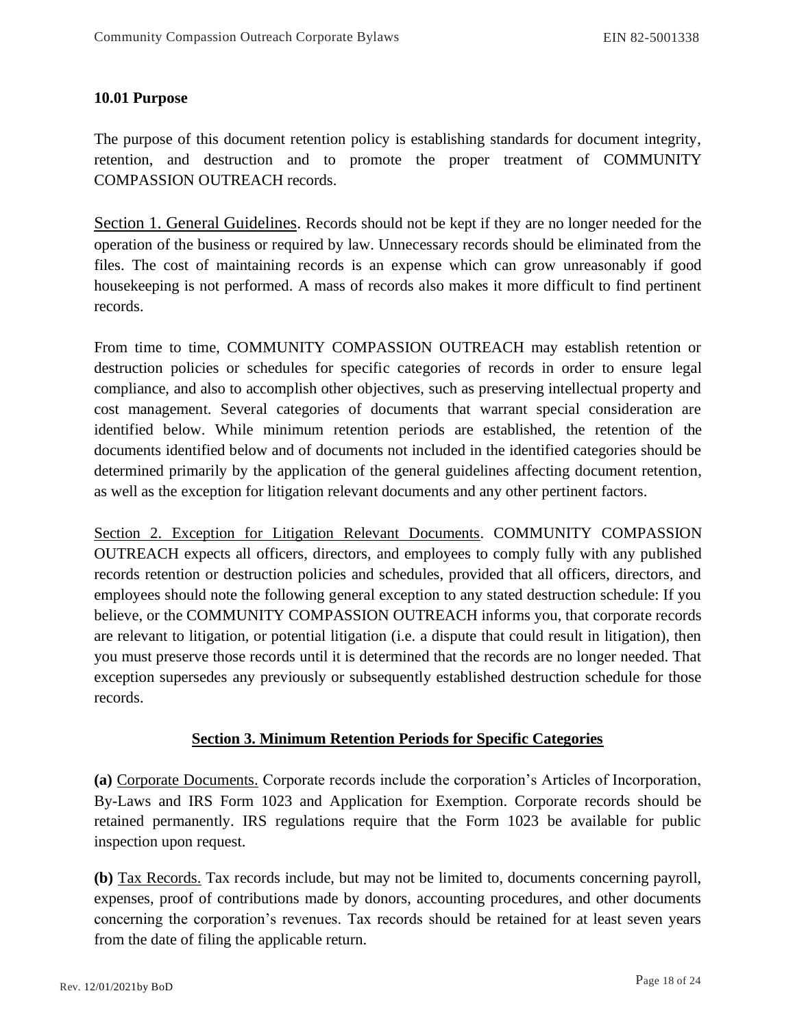**10.01 Purpose**

The purpose of this document retention policy is establishing standards for document integrity, retention, and destruction and to promote the proper treatment of COMMUNITY COMPASSION OUTREACH records.

Section 1. General Guidelines. Records should not be kept if they are no longer needed for the operation of the business or required by law. Unnecessary records should be eliminated from the files. The cost of maintaining records is an expense which can grow unreasonably if good housekeeping is not performed. A mass of records also makes it more difficult to find pertinent records.

From time to time, COMMUNITY COMPASSION OUTREACH may establish retention or destruction policies or schedules for specific categories of records in order to ensure legal compliance, and also to accomplish other objectives, such as preserving intellectual property and cost management. Several categories of documents that warrant special consideration are identified below. While minimum retention periods are established, the retention of the documents identified below and of documents not included in the identified categories should be determined primarily by the application of the general guidelines affecting document retention, as well as the exception for litigation relevant documents and any other pertinent factors.

Section 2. Exception for Litigation Relevant Documents. COMMUNITY COMPASSION OUTREACH expects all officers, directors, and employees to comply fully with any published records retention or destruction policies and schedules, provided that all officers, directors, and employees should note the following general exception to any stated destruction schedule: If you believe, or the COMMUNITY COMPASSION OUTREACH informs you, that corporate records are relevant to litigation, or potential litigation (i.e. a dispute that could result in litigation), then you must preserve those records until it is determined that the records are no longer needed. That exception supersedes any previously or subsequently established destruction schedule for those records.

**Section 3. Minimum Retention Periods for Specific Categories**

**(a)** Corporate Documents. Corporate records include the corporation's Articles of Incorporation, By-Laws and IRS Form 1023 and Application for Exemption. Corporate records should be retained permanently. IRS regulations require that the Form 1023 be available for public inspection upon request.

**(b)** Tax Records. Tax records include, but may not be limited to, documents concerning payroll, expenses, proof of contributions made by donors, accounting procedures, and other documents concerning the corporation's revenues. Tax records should be retained for at least seven years from the date of filing the applicable return.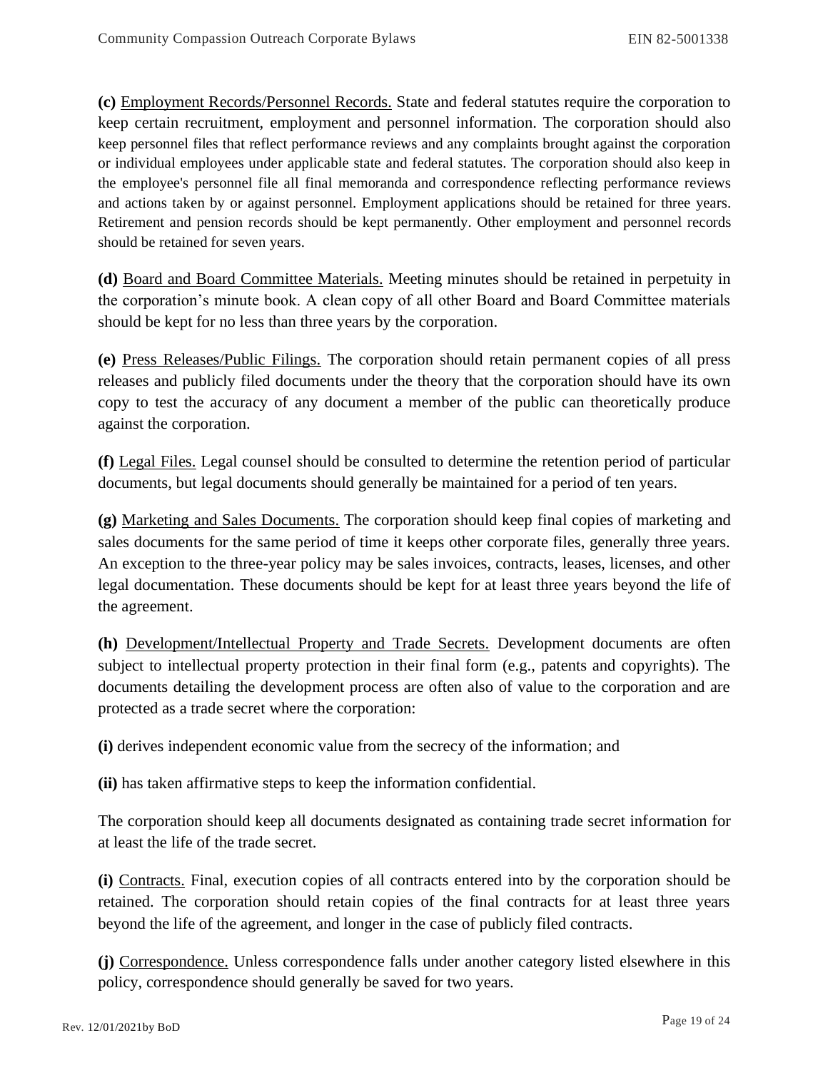**(c)** Employment Records/Personnel Records. State and federal statutes require the corporation to keep certain recruitment, employment and personnel information. The corporation should also keep personnel files that reflect performance reviews and any complaints brought against the corporation or individual employees under applicable state and federal statutes. The corporation should also keep in the employee's personnel file all final memoranda and correspondence reflecting performance reviews and actions taken by or against personnel. Employment applications should be retained for three years. Retirement and pension records should be kept permanently. Other employment and personnel records should be retained for seven years.

**(d)** Board and Board Committee Materials. Meeting minutes should be retained in perpetuity in the corporation's minute book. A clean copy of all other Board and Board Committee materials should be kept for no less than three years by the corporation.

**(e)** Press Releases/Public Filings. The corporation should retain permanent copies of all press releases and publicly filed documents under the theory that the corporation should have its own copy to test the accuracy of any document a member of the public can theoretically produce against the corporation.

**(f)** Legal Files. Legal counsel should be consulted to determine the retention period of particular documents, but legal documents should generally be maintained for a period of ten years.

**(g)** Marketing and Sales Documents. The corporation should keep final copies of marketing and sales documents for the same period of time it keeps other corporate files, generally three years. An exception to the three-year policy may be sales invoices, contracts, leases, licenses, and other legal documentation. These documents should be kept for at least three years beyond the life of the agreement.

**(h)** Development/Intellectual Property and Trade Secrets. Development documents are often subject to intellectual property protection in their final form (e.g., patents and copyrights). The documents detailing the development process are often also of value to the corporation and are protected as a trade secret where the corporation:

**(i)** derives independent economic value from the secrecy of the information; and

**(ii)** has taken affirmative steps to keep the information confidential.

The corporation should keep all documents designated as containing trade secret information for at least the life of the trade secret.

**(i)** Contracts. Final, execution copies of all contracts entered into by the corporation should be retained. The corporation should retain copies of the final contracts for at least three years beyond the life of the agreement, and longer in the case of publicly filed contracts.

**(j)** Correspondence. Unless correspondence falls under another category listed elsewhere in this policy, correspondence should generally be saved for two years.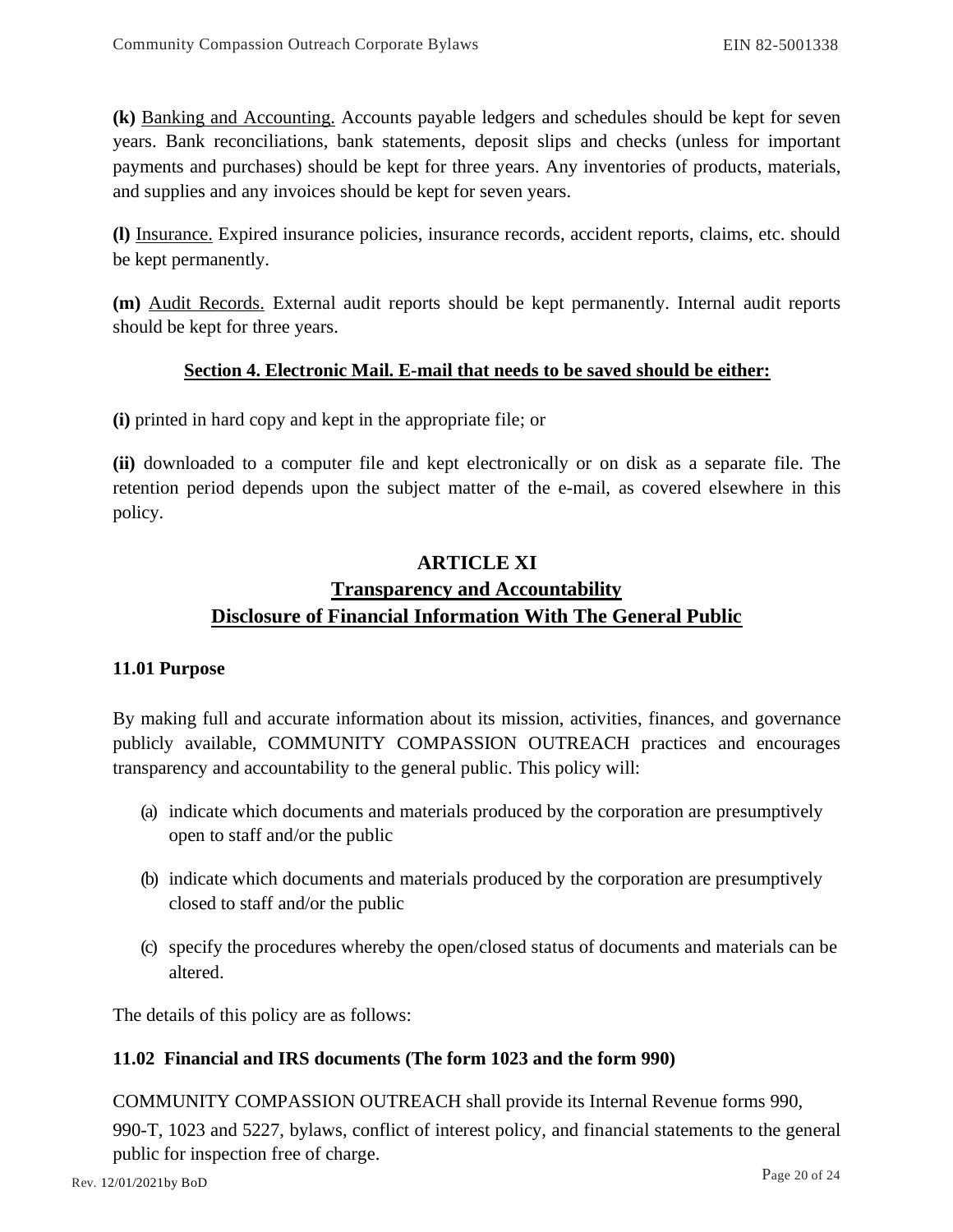**(k)** Banking and Accounting. Accounts payable ledgers and schedules should be kept for seven years. Bank reconciliations, bank statements, deposit slips and checks (unless for important payments and purchases) should be kept for three years. Any inventories of products, materials, and supplies and any invoices should be kept for seven years.

**(l)** Insurance. Expired insurance policies, insurance records, accident reports, claims, etc. should be kept permanently.

**(m)** Audit Records. External audit reports should be kept permanently. Internal audit reports should be kept for three years.

**Section 4. Electronic Mail. E-mail that needs to be saved should be either:**

**(i)** printed in hard copy and kept in the appropriate file; or

**(ii)** downloaded to a computer file and kept electronically or on disk as a separate file. The retention period depends upon the subject matter of the e-mail, as covered elsewhere in this policy.

## ARTICLE XI

## Transparency and Accountability

## Disclosure of Financial Information With The General Public

### 11.01 Purpose

By making full and accurate information about its mission, activities, finances, and governance publicly available, COMMUNITY COMPASSION OUTREACH practices and encourages transparency and accountability to the general public. This policy will:

(a) indicate which documents and materials produced by the corporation are presumptively open to staff and/or the public

(b) indicate which documents and materials produced by the corporation are presumptively closed to staff and/or the public

(c) specify the procedures whereby the open/closed status of documents and materials can be altered.

The details of this policy are as follows:

### 11.02 Financial and IRS documents (The form 1023 and the form 990)

COMMUNITY COMPASSION OUTREACH shall provide its Internal Revenue forms 990, 990-T, 1023 and 5227, bylaws, conflict of interest policy, and financial statements to the general public for inspection free of charge.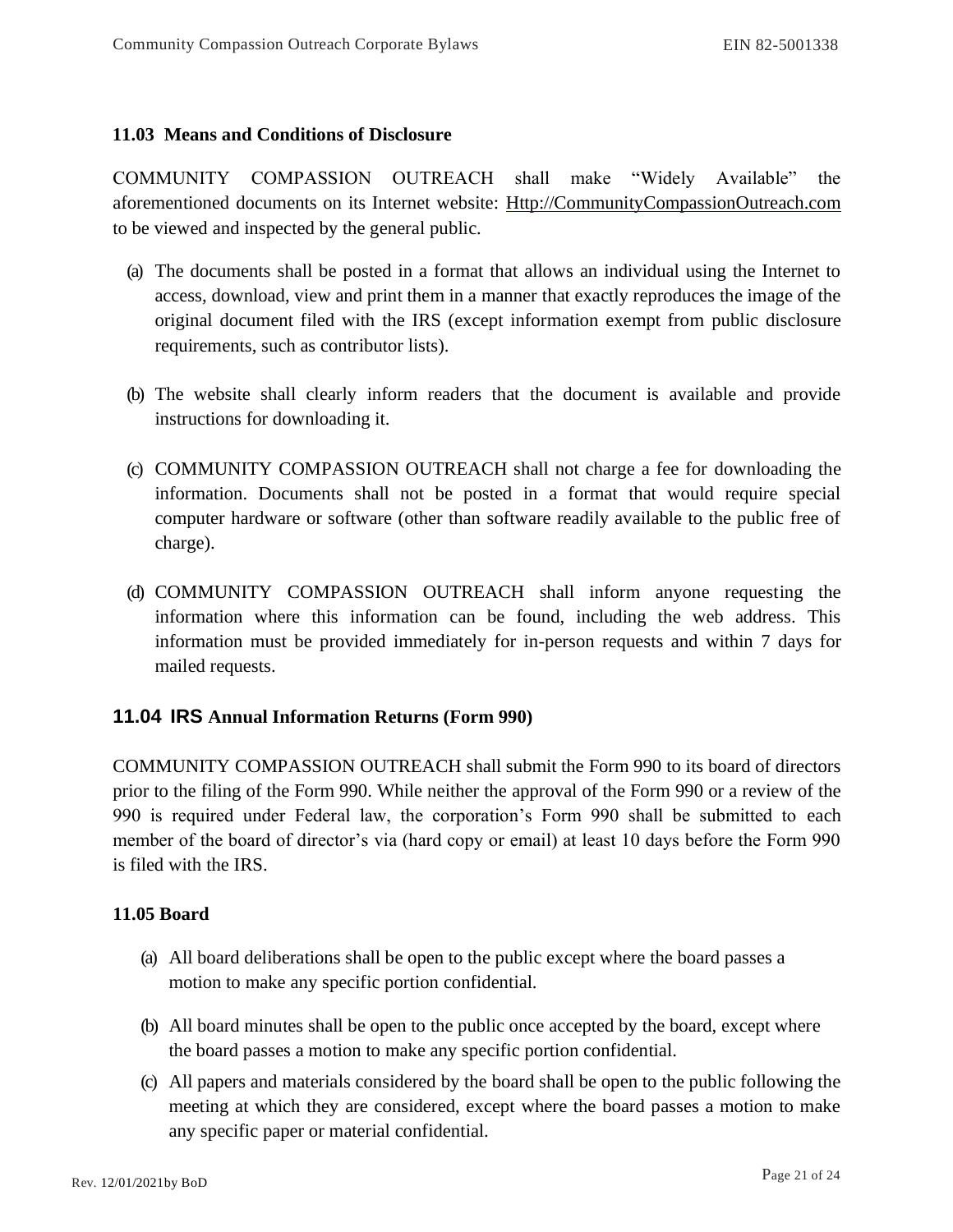### 11.03 Means and Conditions of Disclosure

COMMUNITY COMPASSION OUTREACH shall make "Widely Available" the aforementioned documents on its Internet website: Http://CommunityCompassionOutreach.com to be viewed and inspected by the general public.

(a) The documents shall be posted in a format that allows an individual using the Internet to access, download, view and print them in a manner that exactly reproduces the image of the original document filed with the IRS (except information exempt from public disclosure requirements, such as contributor lists).

(b) The website shall clearly inform readers that the document is available and provide instructions for downloading it.

(c) COMMUNITY COMPASSION OUTREACH shall not charge a fee for downloading the information. Documents shall not be posted in a format that would require special computer hardware or software (other than software readily available to the public free of charge).

(d) COMMUNITY COMPASSION OUTREACH shall inform anyone requesting the information where this information can be found, including the web address. This information must be provided immediately for in-person requests and within 7 days for mailed requests.

### 11.04 IRS Annual Information Returns (Form 990)

COMMUNITY COMPASSION OUTREACH shall submit the Form 990 to its board of directors prior to the filing of the Form 990. While neither the approval of the Form 990 or a review of the 990 is required under Federal law, the corporation's Form 990 shall be submitted to each member of the board of director's via (hard copy or email) at least 10 days before the Form 990 is filed with the IRS.

### 11.05 Board

(a) All board deliberations shall be open to the public except where the board passes a motion to make any specific portion confidential.

(b) All board minutes shall be open to the public once accepted by the board, except where the board passes a motion to make any specific portion confidential.

(c) All papers and materials considered by the board shall be open to the public following the meeting at which they are considered, except where the board passes a motion to make any specific paper or material confidential.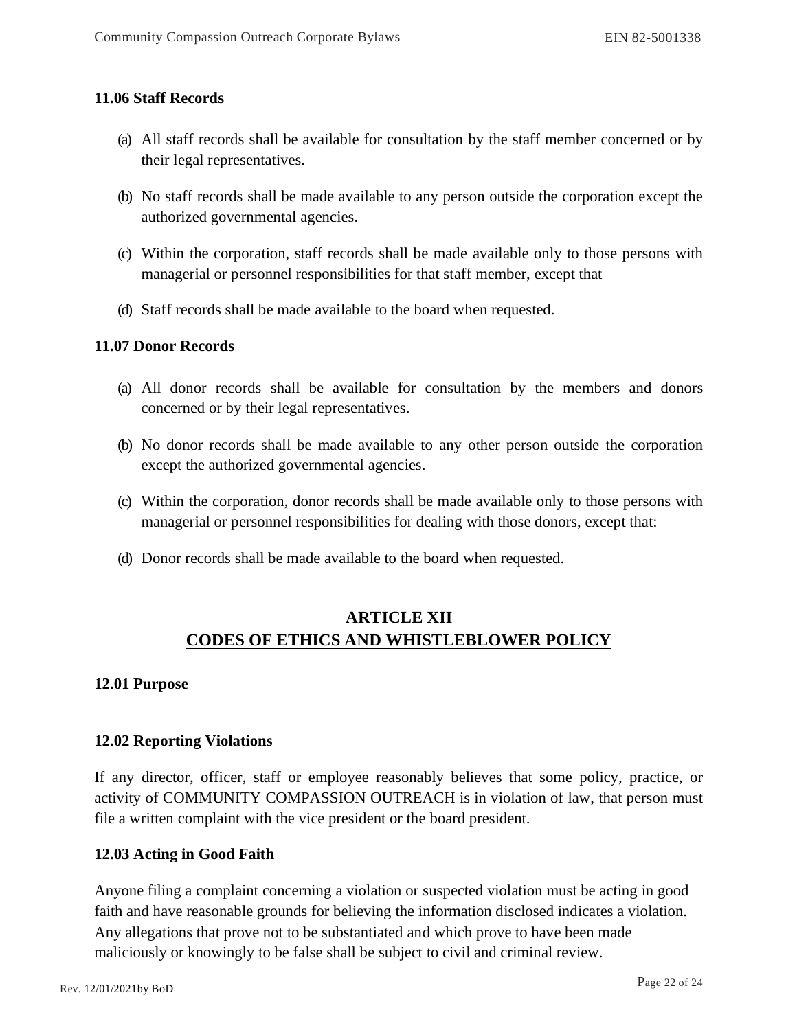### 11.06 Staff Records

(a) All staff records shall be available for consultation by the staff member concerned or by their legal representatives.

(b) No staff records shall be made available to any person outside the corporation except the authorized governmental agencies.

(c) Within the corporation, staff records shall be made available only to those persons with managerial or personnel responsibilities for that staff member, except that

(d) Staff records shall be made available to the board when requested.

### 11.07 Donor Records

(a) All donor records shall be available for consultation by the members and donors concerned or by their legal representatives.

(b) No donor records shall be made available to any other person outside the corporation except the authorized governmental agencies.

(c) Within the corporation, donor records shall be made available only to those persons with managerial or personnel responsibilities for dealing with those donors, except that:

(d) Donor records shall be made available to the board when requested.

## ARTICLE XII
## CODES OF ETHICS AND WHISTLEBLOWER POLICY

### 12.01 Purpose

### 12.02 Reporting Violations

If any director, officer, staff or employee reasonably believes that some policy, practice, or activity of COMMUNITY COMPASSION OUTREACH is in violation of law, that person must file a written complaint with the vice president or the board president.

### 12.03 Acting in Good Faith

Anyone filing a complaint concerning a violation or suspected violation must be acting in good faith and have reasonable grounds for believing the information disclosed indicates a violation. Any allegations that prove not to be substantiated and which prove to have been made maliciously or knowingly to be false shall be subject to civil and criminal review.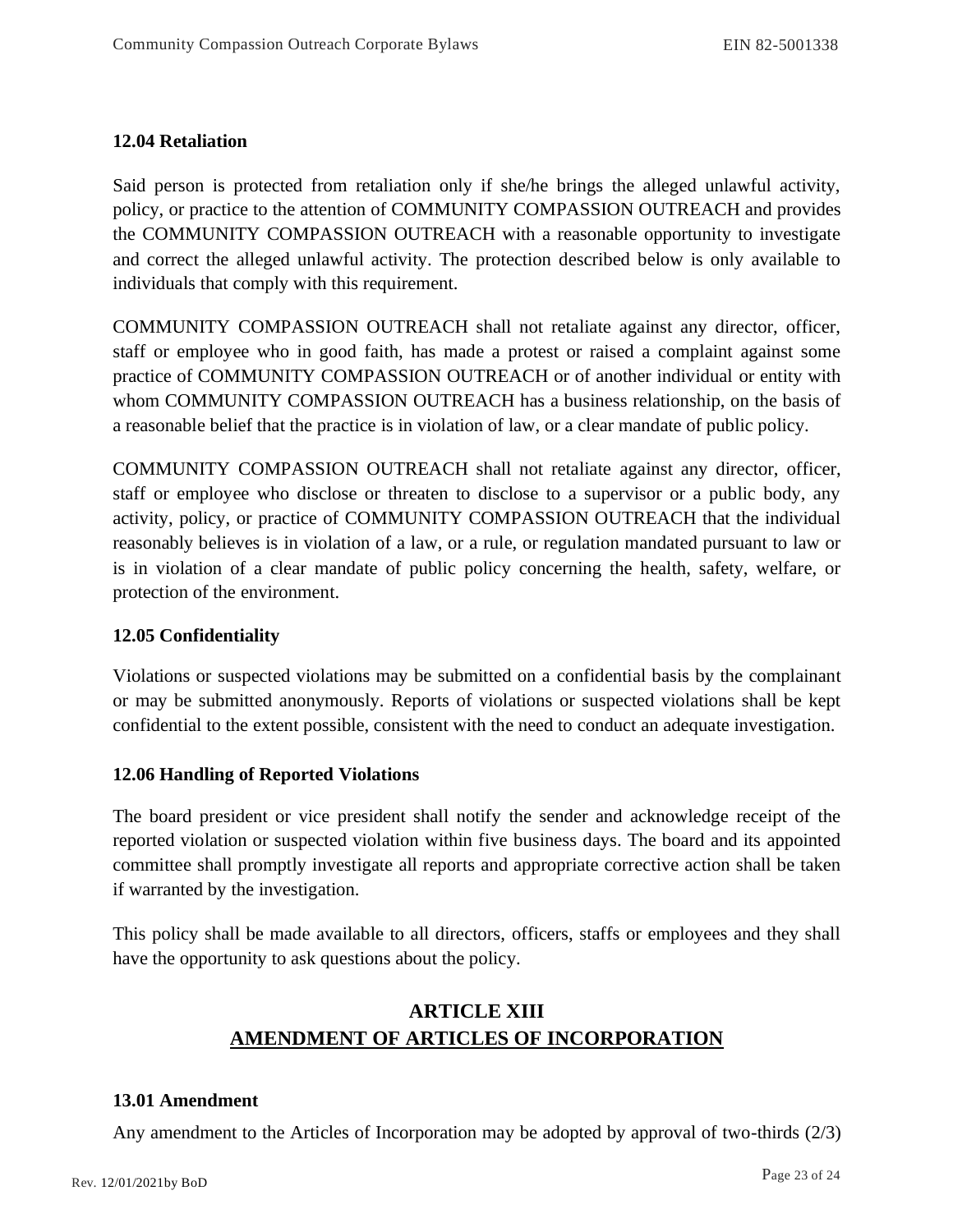**12.04 Retaliation**

Said person is protected from retaliation only if she/he brings the alleged unlawful activity, policy, or practice to the attention of COMMUNITY COMPASSION OUTREACH and provides the COMMUNITY COMPASSION OUTREACH with a reasonable opportunity to investigate and correct the alleged unlawful activity. The protection described below is only available to individuals that comply with this requirement.

COMMUNITY COMPASSION OUTREACH shall not retaliate against any director, officer, staff or employee who in good faith, has made a protest or raised a complaint against some practice of COMMUNITY COMPASSION OUTREACH or of another individual or entity with whom COMMUNITY COMPASSION OUTREACH has a business relationship, on the basis of a reasonable belief that the practice is in violation of law, or a clear mandate of public policy.

COMMUNITY COMPASSION OUTREACH shall not retaliate against any director, officer, staff or employee who disclose or threaten to disclose to a supervisor or a public body, any activity, policy, or practice of COMMUNITY COMPASSION OUTREACH that the individual reasonably believes is in violation of a law, or a rule, or regulation mandated pursuant to law or is in violation of a clear mandate of public policy concerning the health, safety, welfare, or protection of the environment.

**12.05 Confidentiality**

Violations or suspected violations may be submitted on a confidential basis by the complainant or may be submitted anonymously. Reports of violations or suspected violations shall be kept confidential to the extent possible, consistent with the need to conduct an adequate investigation.

**12.06 Handling of Reported Violations**

The board president or vice president shall notify the sender and acknowledge receipt of the reported violation or suspected violation within five business days. The board and its appointed committee shall promptly investigate all reports and appropriate corrective action shall be taken if warranted by the investigation.

This policy shall be made available to all directors, officers, staffs or employees and they shall have the opportunity to ask questions about the policy.

## ARTICLE XIII
## AMENDMENT OF ARTICLES OF INCORPORATION

**13.01 Amendment**

Any amendment to the Articles of Incorporation may be adopted by approval of two-thirds (2/3)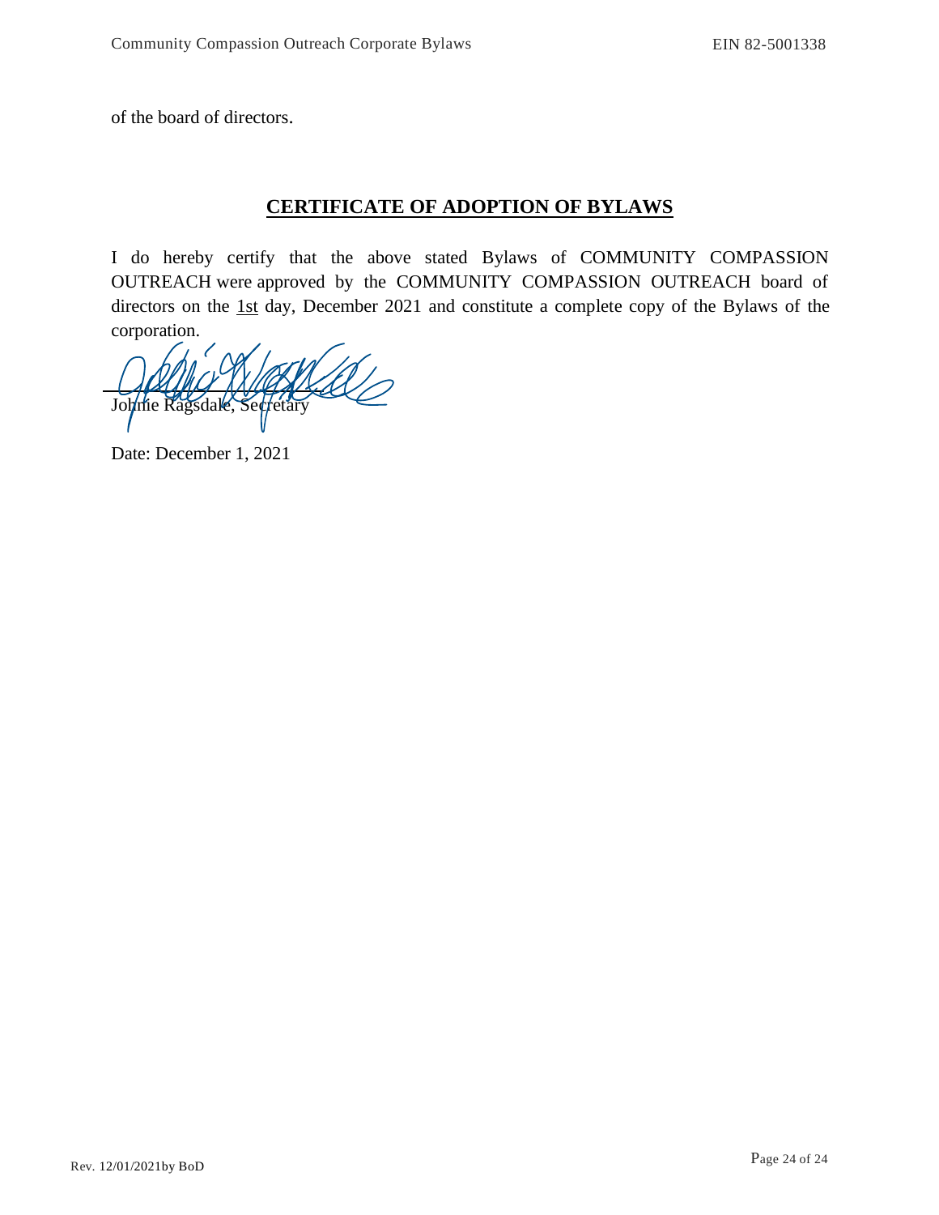of the board of directors.

## CERTIFICATE OF ADOPTION OF BYLAWS

I do hereby certify that the above stated Bylaws of COMMUNITY COMPASSION OUTREACH were approved by the COMMUNITY COMPASSION OUTREACH board of directors on the 1st day, December 2021 and constitute a complete copy of the Bylaws of the corporation.

Johnnie Ragsdale, Secretary

Date: December 1, 2021